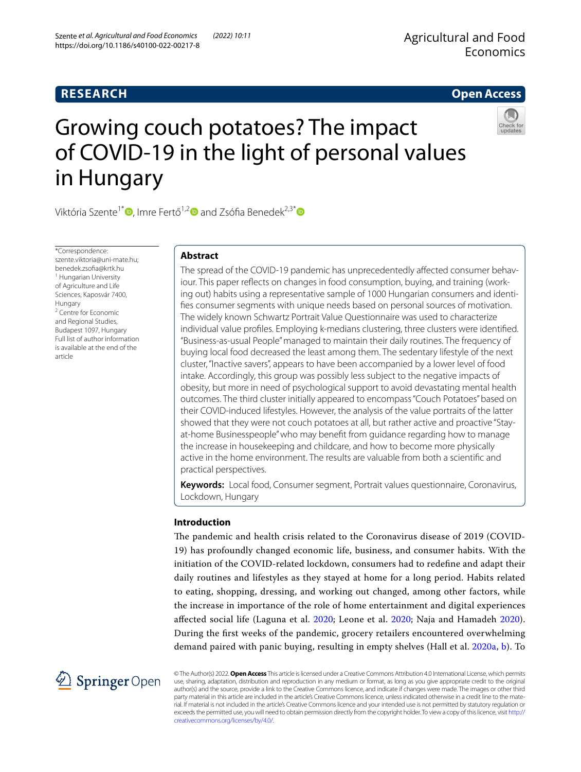**RESEARCH** **Open Access**

# Growing couch potatoes? The impact of COVID-19 in the light of personal values in Hungary

Viktória Szente[1*], Imre Fertő[1,2] and Zsófia Benedek[2,3*]

*Correspondence: szente.viktoria@uni-mate.hu; benedek.zsofia@krtk.hu
[1] Hungarian University of Agriculture and Life Sciences, Kaposvár 7400, Hungary
[2] Centre for Economic and Regional Studies, Budapest 1097, Hungary
Full list of author information is available at the end of the article

## Abstract

The spread of the COVID-19 pandemic has unprecedentedly affected consumer behaviour. This paper reflects on changes in food consumption, buying, and training (working out) habits using a representative sample of 1000 Hungarian consumers and identifies consumer segments with unique needs based on personal sources of motivation. The widely known Schwartz Portrait Value Questionnaire was used to characterize individual value profiles. Employing k-medians clustering, three clusters were identified. "Business-as-usual People" managed to maintain their daily routines. The frequency of buying local food decreased the least among them. The sedentary lifestyle of the next cluster, "Inactive savers", appears to have been accompanied by a lower level of food intake. Accordingly, this group was possibly less subject to the negative impacts of obesity, but more in need of psychological support to avoid devastating mental health outcomes. The third cluster initially appeared to encompass "Couch Potatoes" based on their COVID-induced lifestyles. However, the analysis of the value portraits of the latter showed that they were not couch potatoes at all, but rather active and proactive "Stay-at-home Businesspeople" who may benefit from guidance regarding how to manage the increase in housekeeping and childcare, and how to become more physically active in the home environment. The results are valuable from both a scientific and practical perspectives.

**Keywords:** Local food, Consumer segment, Portrait values questionnaire, Coronavirus, Lockdown, Hungary

## Introduction

The pandemic and health crisis related to the Coronavirus disease of 2019 (COVID-19) has profoundly changed economic life, business, and consumer habits. With the initiation of the COVID-related lockdown, consumers had to redefine and adapt their daily routines and lifestyles as they stayed at home for a long period. Habits related to eating, shopping, dressing, and working out changed, among other factors, while the increase in importance of the role of home entertainment and digital experiences affected social life (Laguna et al. 2020; Leone et al. 2020; Naja and Hamadeh 2020). During the first weeks of the pandemic, grocery retailers encountered overwhelming demand paired with panic buying, resulting in empty shelves (Hall et al. 2020a, b). To

© The Author(s) 2022. **Open Access** This article is licensed under a Creative Commons Attribution 4.0 International License, which permits use, sharing, adaptation, distribution and reproduction in any medium or format, as long as you give appropriate credit to the original author(s) and the source, provide a link to the Creative Commons licence, and indicate if changes were made. The images or other third party material in this article are included in the article's Creative Commons licence, unless indicated otherwise in a credit line to the material. If material is not included in the article's Creative Commons licence and your intended use is not permitted by statutory regulation or exceeds the permitted use, you will need to obtain permission directly from the copyright holder. To view a copy of this licence, visit http://creativecommons.org/licenses/by/4.0/.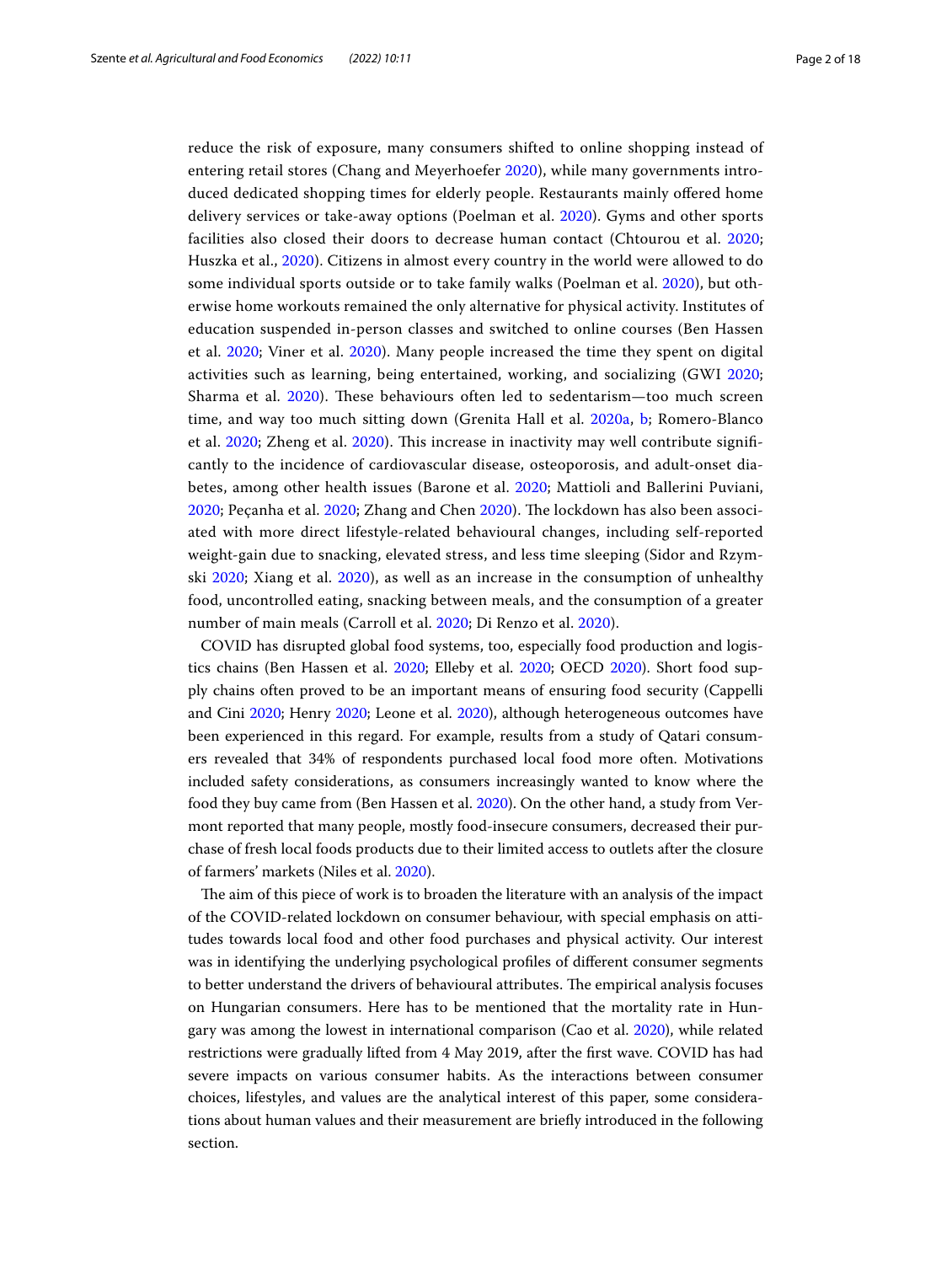reduce the risk of exposure, many consumers shifted to online shopping instead of entering retail stores (Chang and Meyerhoefer 2020), while many governments introduced dedicated shopping times for elderly people. Restaurants mainly offered home delivery services or take-away options (Poelman et al. 2020). Gyms and other sports facilities also closed their doors to decrease human contact (Chtourou et al. 2020; Huszka et al., 2020). Citizens in almost every country in the world were allowed to do some individual sports outside or to take family walks (Poelman et al. 2020), but otherwise home workouts remained the only alternative for physical activity. Institutes of education suspended in-person classes and switched to online courses (Ben Hassen et al. 2020; Viner et al. 2020). Many people increased the time they spent on digital activities such as learning, being entertained, working, and socializing (GWI 2020; Sharma et al. 2020). These behaviours often led to sedentarism—too much screen time, and way too much sitting down (Grenita Hall et al. 2020a, b; Romero-Blanco et al. 2020; Zheng et al. 2020). This increase in inactivity may well contribute significantly to the incidence of cardiovascular disease, osteoporosis, and adult-onset diabetes, among other health issues (Barone et al. 2020; Mattioli and Ballerini Puviani, 2020; Peçanha et al. 2020; Zhang and Chen 2020). The lockdown has also been associated with more direct lifestyle-related behavioural changes, including self-reported weight-gain due to snacking, elevated stress, and less time sleeping (Sidor and Rzymski 2020; Xiang et al. 2020), as well as an increase in the consumption of unhealthy food, uncontrolled eating, snacking between meals, and the consumption of a greater number of main meals (Carroll et al. 2020; Di Renzo et al. 2020).

COVID has disrupted global food systems, too, especially food production and logistics chains (Ben Hassen et al. 2020; Elleby et al. 2020; OECD 2020). Short food supply chains often proved to be an important means of ensuring food security (Cappelli and Cini 2020; Henry 2020; Leone et al. 2020), although heterogeneous outcomes have been experienced in this regard. For example, results from a study of Qatari consumers revealed that 34% of respondents purchased local food more often. Motivations included safety considerations, as consumers increasingly wanted to know where the food they buy came from (Ben Hassen et al. 2020). On the other hand, a study from Vermont reported that many people, mostly food-insecure consumers, decreased their purchase of fresh local foods products due to their limited access to outlets after the closure of farmers' markets (Niles et al. 2020).

The aim of this piece of work is to broaden the literature with an analysis of the impact of the COVID-related lockdown on consumer behaviour, with special emphasis on attitudes towards local food and other food purchases and physical activity. Our interest was in identifying the underlying psychological profiles of different consumer segments to better understand the drivers of behavioural attributes. The empirical analysis focuses on Hungarian consumers. Here has to be mentioned that the mortality rate in Hungary was among the lowest in international comparison (Cao et al. 2020), while related restrictions were gradually lifted from 4 May 2019, after the first wave. COVID has had severe impacts on various consumer habits. As the interactions between consumer choices, lifestyles, and values are the analytical interest of this paper, some considerations about human values and their measurement are briefly introduced in the following section.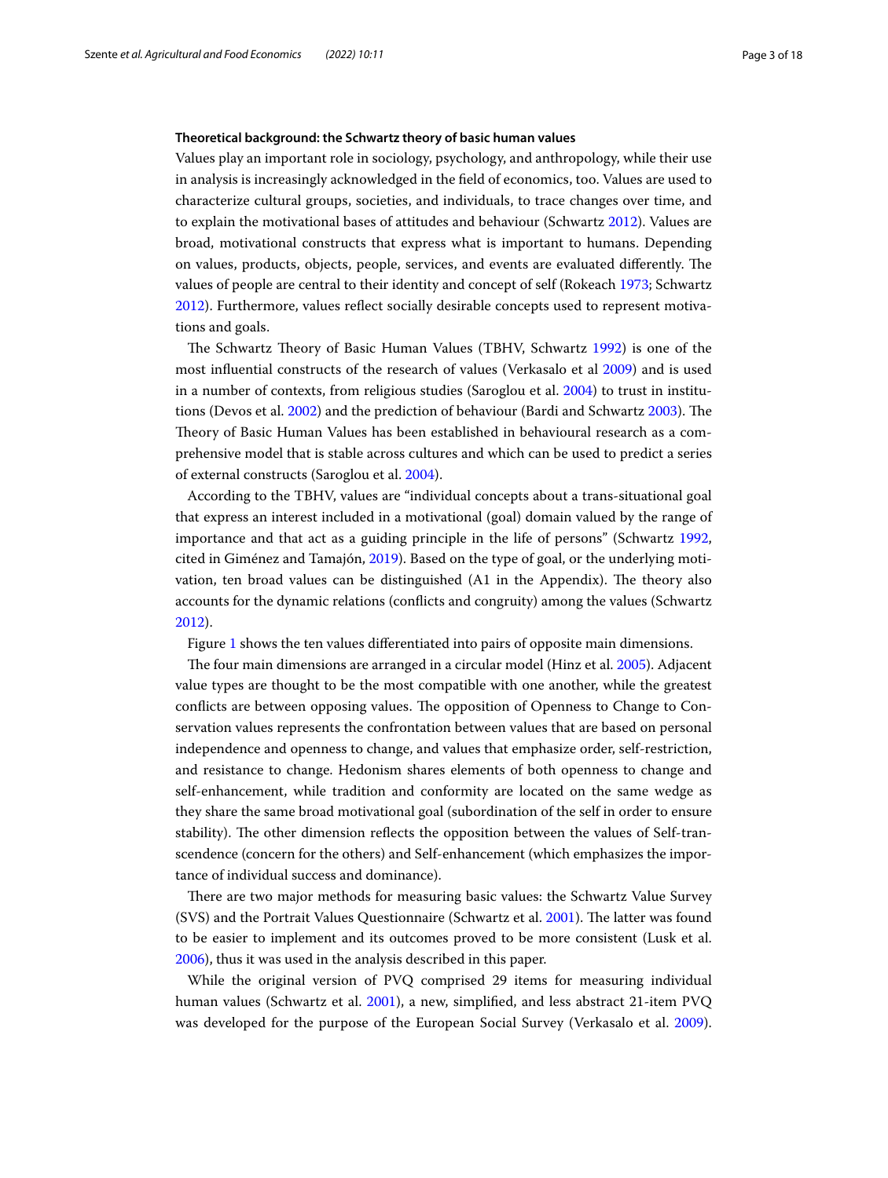### Theoretical background: the Schwartz theory of basic human values

Values play an important role in sociology, psychology, and anthropology, while their use in analysis is increasingly acknowledged in the field of economics, too. Values are used to characterize cultural groups, societies, and individuals, to trace changes over time, and to explain the motivational bases of attitudes and behaviour (Schwartz 2012). Values are broad, motivational constructs that express what is important to humans. Depending on values, products, objects, people, services, and events are evaluated differently. The values of people are central to their identity and concept of self (Rokeach 1973; Schwartz 2012). Furthermore, values reflect socially desirable concepts used to represent motivations and goals.

The Schwartz Theory of Basic Human Values (TBHV, Schwartz 1992) is one of the most influential constructs of the research of values (Verkasalo et al 2009) and is used in a number of contexts, from religious studies (Saroglou et al. 2004) to trust in institutions (Devos et al. 2002) and the prediction of behaviour (Bardi and Schwartz 2003). The Theory of Basic Human Values has been established in behavioural research as a comprehensive model that is stable across cultures and which can be used to predict a series of external constructs (Saroglou et al. 2004).

According to the TBHV, values are "individual concepts about a trans-situational goal that express an interest included in a motivational (goal) domain valued by the range of importance and that act as a guiding principle in the life of persons" (Schwartz 1992, cited in Giménez and Tamajón, 2019). Based on the type of goal, or the underlying motivation, ten broad values can be distinguished (A1 in the Appendix). The theory also accounts for the dynamic relations (conflicts and congruity) among the values (Schwartz 2012).

Figure 1 shows the ten values differentiated into pairs of opposite main dimensions.

The four main dimensions are arranged in a circular model (Hinz et al. 2005). Adjacent value types are thought to be the most compatible with one another, while the greatest conflicts are between opposing values. The opposition of Openness to Change to Conservation values represents the confrontation between values that are based on personal independence and openness to change, and values that emphasize order, self-restriction, and resistance to change. Hedonism shares elements of both openness to change and self-enhancement, while tradition and conformity are located on the same wedge as they share the same broad motivational goal (subordination of the self in order to ensure stability). The other dimension reflects the opposition between the values of Self-transcendence (concern for the others) and Self-enhancement (which emphasizes the importance of individual success and dominance).

There are two major methods for measuring basic values: the Schwartz Value Survey (SVS) and the Portrait Values Questionnaire (Schwartz et al. 2001). The latter was found to be easier to implement and its outcomes proved to be more consistent (Lusk et al. 2006), thus it was used in the analysis described in this paper.

While the original version of PVQ comprised 29 items for measuring individual human values (Schwartz et al. 2001), a new, simplified, and less abstract 21-item PVQ was developed for the purpose of the European Social Survey (Verkasalo et al. 2009).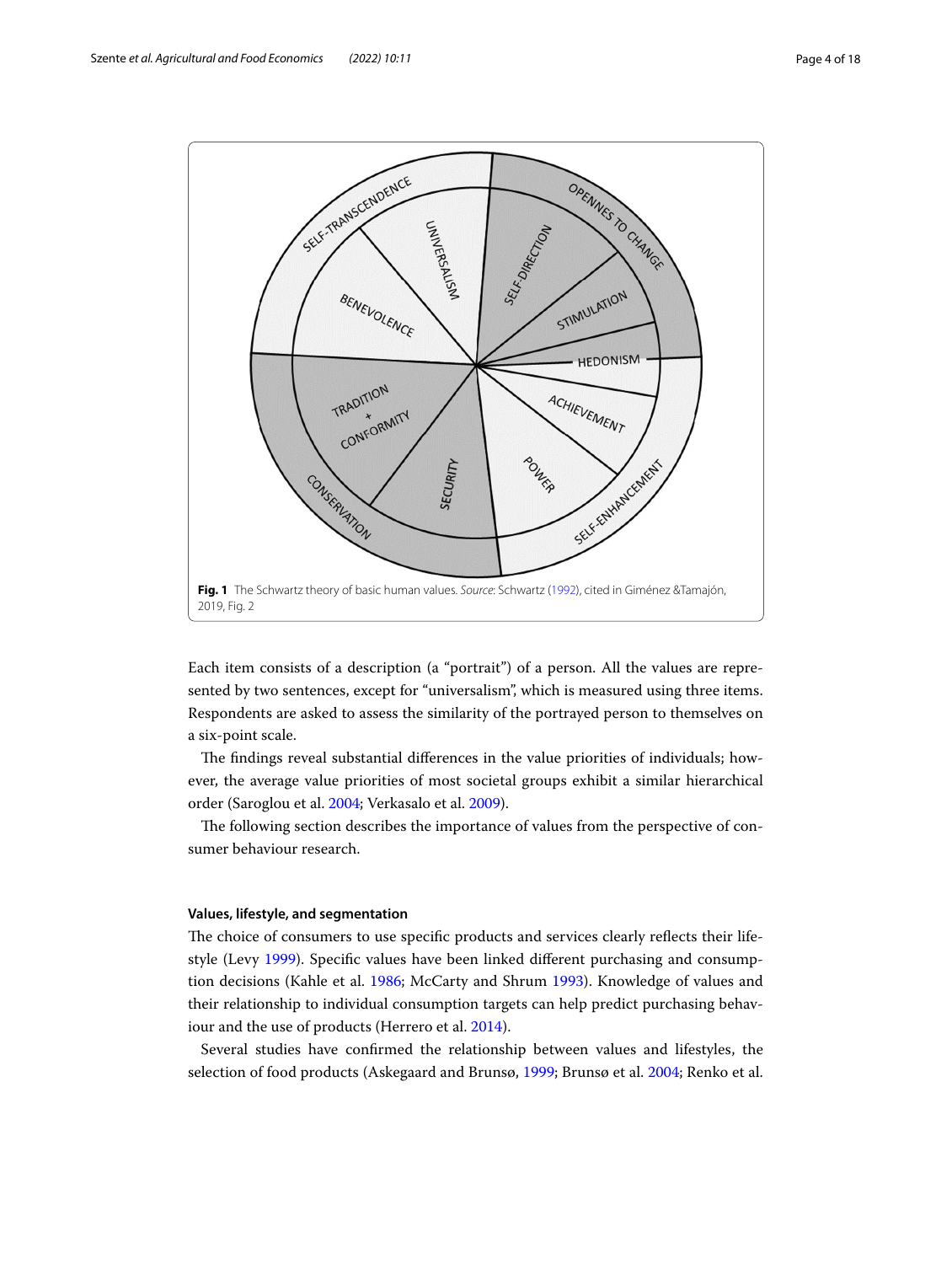**Fig. 1** The Schwartz theory of basic human values. *Source*: Schwartz (1992), cited in Giménez &Tamajón, 2019, Fig. 2

Each item consists of a description (a "portrait") of a person. All the values are represented by two sentences, except for "universalism", which is measured using three items. Respondents are asked to assess the similarity of the portrayed person to themselves on a six-point scale.

The findings reveal substantial differences in the value priorities of individuals; however, the average value priorities of most societal groups exhibit a similar hierarchical order (Saroglou et al. 2004; Verkasalo et al. 2009).

The following section describes the importance of values from the perspective of consumer behaviour research.

### Values, lifestyle, and segmentation

The choice of consumers to use specific products and services clearly reflects their lifestyle (Levy 1999). Specific values have been linked different purchasing and consumption decisions (Kahle et al. 1986; McCarty and Shrum 1993). Knowledge of values and their relationship to individual consumption targets can help predict purchasing behaviour and the use of products (Herrero et al. 2014).

Several studies have confirmed the relationship between values and lifestyles, the selection of food products (Askegaard and Brunsø, 1999; Brunsø et al. 2004; Renko et al.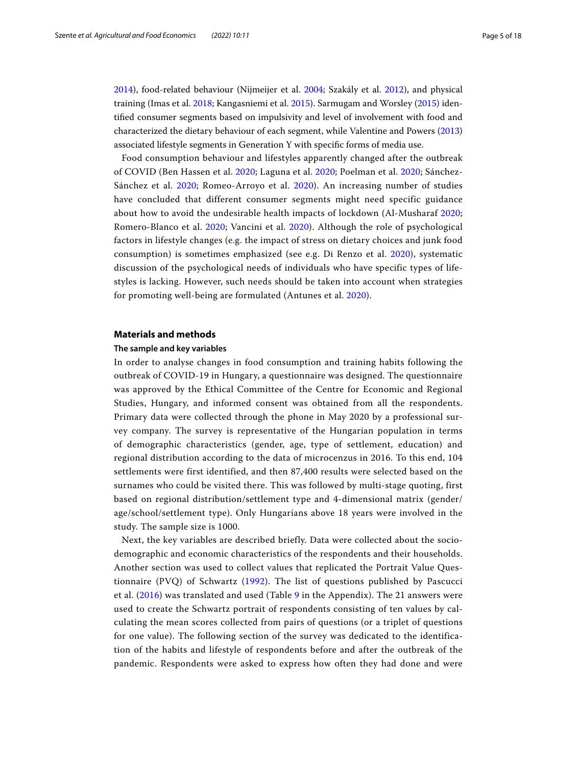2014), food-related behaviour (Nijmeijer et al. 2004; Szakály et al. 2012), and physical training (Imas et al. 2018; Kangasniemi et al. 2015). Sarmugam and Worsley (2015) identified consumer segments based on impulsivity and level of involvement with food and characterized the dietary behaviour of each segment, while Valentine and Powers (2013) associated lifestyle segments in Generation Y with specific forms of media use.

Food consumption behaviour and lifestyles apparently changed after the outbreak of COVID (Ben Hassen et al. 2020; Laguna et al. 2020; Poelman et al. 2020; Sánchez-Sánchez et al. 2020; Romeo-Arroyo et al. 2020). An increasing number of studies have concluded that different consumer segments might need specific guidance about how to avoid the undesirable health impacts of lockdown (Al-Musharaf 2020; Romero-Blanco et al. 2020; Vancini et al. 2020). Although the role of psychological factors in lifestyle changes (e.g. the impact of stress on dietary choices and junk food consumption) is sometimes emphasized (see e.g. Di Renzo et al. 2020), systematic discussion of the psychological needs of individuals who have specific types of lifestyles is lacking. However, such needs should be taken into account when strategies for promoting well-being are formulated (Antunes et al. 2020).

## Materials and methods

### The sample and key variables

In order to analyse changes in food consumption and training habits following the outbreak of COVID-19 in Hungary, a questionnaire was designed. The questionnaire was approved by the Ethical Committee of the Centre for Economic and Regional Studies, Hungary, and informed consent was obtained from all the respondents. Primary data were collected through the phone in May 2020 by a professional survey company. The survey is representative of the Hungarian population in terms of demographic characteristics (gender, age, type of settlement, education) and regional distribution according to the data of microcensus in 2016. To this end, 104 settlements were first identified, and then 87,400 results were selected based on the surnames who could be visited there. This was followed by multi-stage quoting, first based on regional distribution/settlement type and 4-dimensional matrix (gender/age/school/settlement type). Only Hungarians above 18 years were involved in the study. The sample size is 1000.

Next, the key variables are described briefly. Data were collected about the sociodemographic and economic characteristics of the respondents and their households. Another section was used to collect values that replicated the Portrait Value Questionnaire (PVQ) of Schwartz (1992). The list of questions published by Pascucci et al. (2016) was translated and used (Table 9 in the Appendix). The 21 answers were used to create the Schwartz portrait of respondents consisting of ten values by calculating the mean scores collected from pairs of questions (or a triplet of questions for one value). The following section of the survey was dedicated to the identification of the habits and lifestyle of respondents before and after the outbreak of the pandemic. Respondents were asked to express how often they had done and were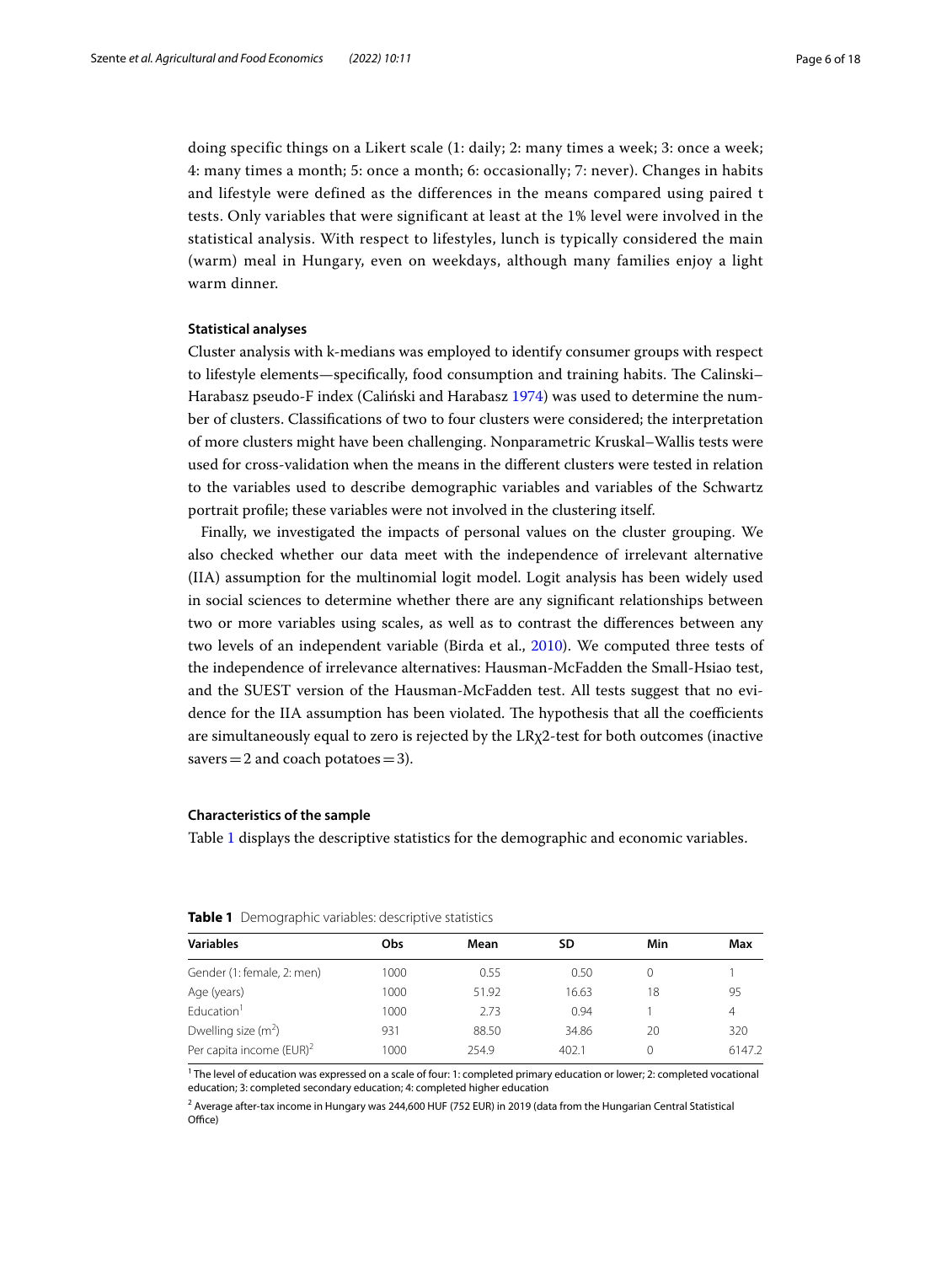doing specific things on a Likert scale (1: daily; 2: many times a week; 3: once a week; 4: many times a month; 5: once a month; 6: occasionally; 7: never). Changes in habits and lifestyle were defined as the differences in the means compared using paired t tests. Only variables that were significant at least at the 1% level were involved in the statistical analysis. With respect to lifestyles, lunch is typically considered the main (warm) meal in Hungary, even on weekdays, although many families enjoy a light warm dinner.

### Statistical analyses

Cluster analysis with k-medians was employed to identify consumer groups with respect to lifestyle elements—specifically, food consumption and training habits. The Calinski–Harabasz pseudo-F index (Caliński and Harabasz 1974) was used to determine the number of clusters. Classifications of two to four clusters were considered; the interpretation of more clusters might have been challenging. Nonparametric Kruskal–Wallis tests were used for cross-validation when the means in the different clusters were tested in relation to the variables used to describe demographic variables and variables of the Schwartz portrait profile; these variables were not involved in the clustering itself.

Finally, we investigated the impacts of personal values on the cluster grouping. We also checked whether our data meet with the independence of irrelevant alternative (IIA) assumption for the multinomial logit model. Logit analysis has been widely used in social sciences to determine whether there are any significant relationships between two or more variables using scales, as well as to contrast the differences between any two levels of an independent variable (Birda et al., 2010). We computed three tests of the independence of irrelevance alternatives: Hausman-McFadden the Small-Hsiao test, and the SUEST version of the Hausman-McFadden test. All tests suggest that no evidence for the IIA assumption has been violated. The hypothesis that all the coefficients are simultaneously equal to zero is rejected by the LR$\chi$2-test for both outcomes (inactive savers = 2 and coach potatoes = 3).

### Characteristics of the sample

Table 1 displays the descriptive statistics for the demographic and economic variables.

**Table 1** Demographic variables: descriptive statistics

| Variables | Obs | Mean | SD | Min | Max |
|---|---|---|---|---|---|
| Gender (1: female, 2: men) | 1000 | 0.55 | 0.50 | 0 | 1 |
| Age (years) | 1000 | 51.92 | 16.63 | 18 | 95 |
| Education[1] | 1000 | 2.73 | 0.94 | 1 | 4 |
| Dwelling size ($m^2$) | 931 | 88.50 | 34.86 | 20 | 320 |
| Per capita income (EUR)[2] | 1000 | 254.9 | 402.1 | 0 | 6147.2 |

[1] The level of education was expressed on a scale of four: 1: completed primary education or lower; 2: completed vocational education; 3: completed secondary education; 4: completed higher education

[2] Average after-tax income in Hungary was 244,600 HUF (752 EUR) in 2019 (data from the Hungarian Central Statistical Office)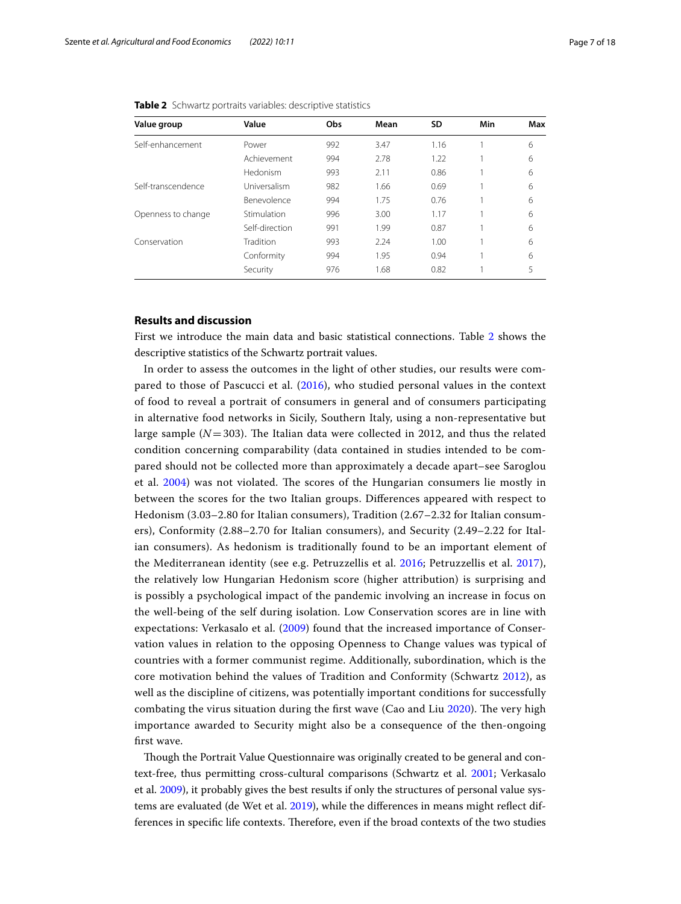**Table 2** Schwartz portraits variables: descriptive statistics

| Value group | Value | Obs | Mean | SD | Min | Max |
|---|---|---|---|---|---|---|
| Self-enhancement | Power | 992 | 3.47 | 1.16 | 1 | 6 |
| | Achievement | 994 | 2.78 | 1.22 | 1 | 6 |
| | Hedonism | 993 | 2.11 | 0.86 | 1 | 6 |
| Self-transcendence | Universalism | 982 | 1.66 | 0.69 | 1 | 6 |
| | Benevolence | 994 | 1.75 | 0.76 | 1 | 6 |
| Openness to change | Stimulation | 996 | 3.00 | 1.17 | 1 | 6 |
| | Self-direction | 991 | 1.99 | 0.87 | 1 | 6 |
| Conservation | Tradition | 993 | 2.24 | 1.00 | 1 | 6 |
| | Conformity | 994 | 1.95 | 0.94 | 1 | 6 |
| | Security | 976 | 1.68 | 0.82 | 1 | 5 |

## Results and discussion

First we introduce the main data and basic statistical connections. Table 2 shows the descriptive statistics of the Schwartz portrait values.

In order to assess the outcomes in the light of other studies, our results were compared to those of Pascucci et al. (2016), who studied personal values in the context of food to reveal a portrait of consumers in general and of consumers participating in alternative food networks in Sicily, Southern Italy, using a non-representative but large sample ($N = 303$). The Italian data were collected in 2012, and thus the related condition concerning comparability (data contained in studies intended to be compared should not be collected more than approximately a decade apart–see Saroglou et al. 2004) was not violated. The scores of the Hungarian consumers lie mostly in between the scores for the two Italian groups. Differences appeared with respect to Hedonism (3.03–2.80 for Italian consumers), Tradition (2.67–2.32 for Italian consumers), Conformity (2.88–2.70 for Italian consumers), and Security (2.49–2.22 for Italian consumers). As hedonism is traditionally found to be an important element of the Mediterranean identity (see e.g. Petruzzellis et al. 2016; Petruzzellis et al. 2017), the relatively low Hungarian Hedonism score (higher attribution) is surprising and is possibly a psychological impact of the pandemic involving an increase in focus on the well-being of the self during isolation. Low Conservation scores are in line with expectations: Verkasalo et al. (2009) found that the increased importance of Conservation values in relation to the opposing Openness to Change values was typical of countries with a former communist regime. Additionally, subordination, which is the core motivation behind the values of Tradition and Conformity (Schwartz 2012), as well as the discipline of citizens, was potentially important conditions for successfully combating the virus situation during the first wave (Cao and Liu 2020). The very high importance awarded to Security might also be a consequence of the then-ongoing first wave.

Though the Portrait Value Questionnaire was originally created to be general and context-free, thus permitting cross-cultural comparisons (Schwartz et al. 2001; Verkasalo et al. 2009), it probably gives the best results if only the structures of personal value systems are evaluated (de Wet et al. 2019), while the differences in means might reflect differences in specific life contexts. Therefore, even if the broad contexts of the two studies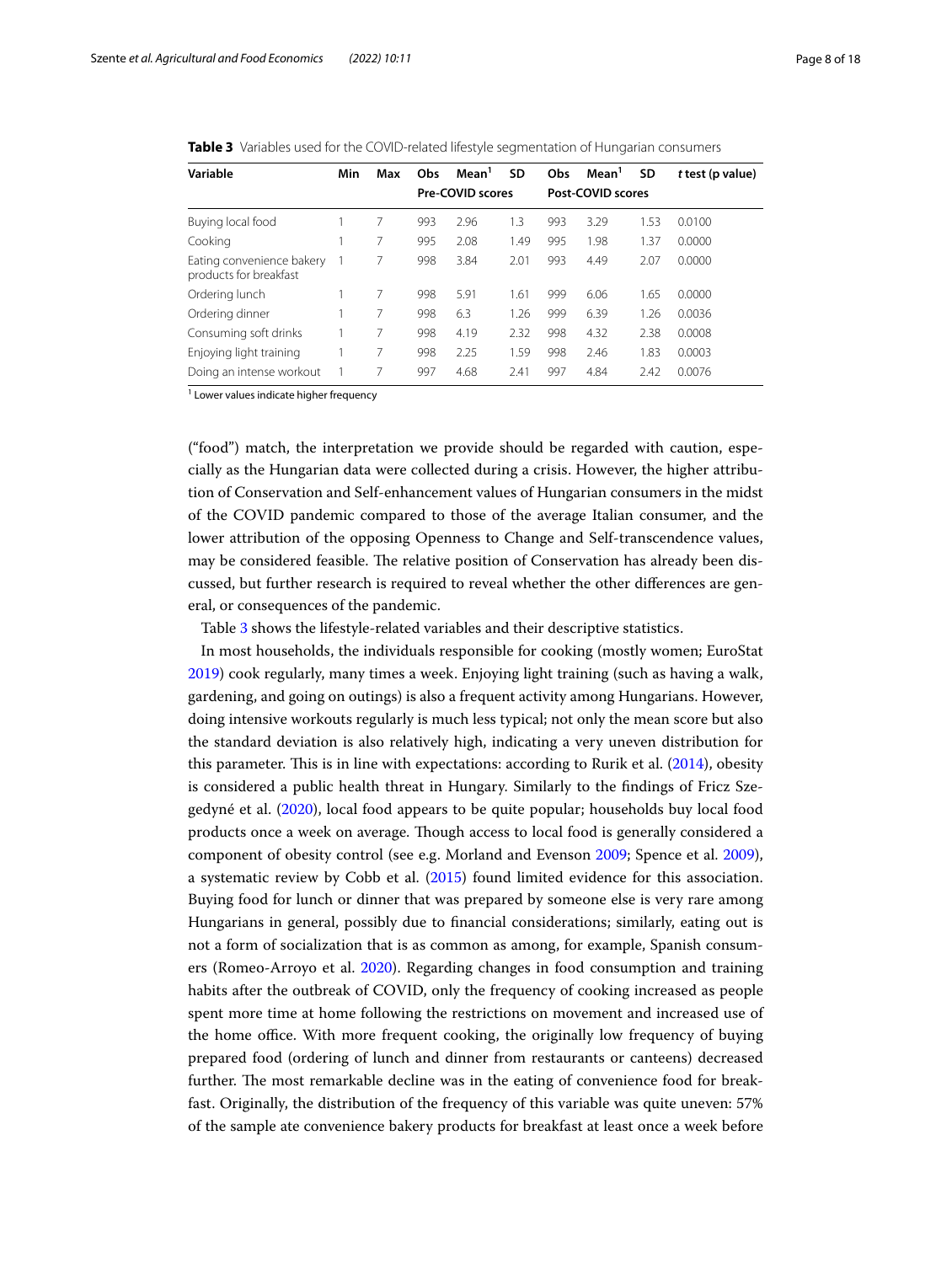**Table 3** Variables used for the COVID-related lifestyle segmentation of Hungarian consumers

| Variable | Min | Max | Obs | Mean[1] | SD | Obs | Mean[1] | SD | *t* test (p value) |
|---|---|---|---|---|---|---|---|---|---|
| | | | Pre-COVID scores | | | Post-COVID scores | | | |
| Buying local food | 1 | 7 | 993 | 2.96 | 1.3 | 993 | 3.29 | 1.53 | 0.0100 |
| Cooking | 1 | 7 | 995 | 2.08 | 1.49 | 995 | 1.98 | 1.37 | 0.0000 |
| Eating convenience bakery products for breakfast | 1 | 7 | 998 | 3.84 | 2.01 | 993 | 4.49 | 2.07 | 0.0000 |
| Ordering lunch | 1 | 7 | 998 | 5.91 | 1.61 | 999 | 6.06 | 1.65 | 0.0000 |
| Ordering dinner | 1 | 7 | 998 | 6.3 | 1.26 | 999 | 6.39 | 1.26 | 0.0036 |
| Consuming soft drinks | 1 | 7 | 998 | 4.19 | 2.32 | 998 | 4.32 | 2.38 | 0.0008 |
| Enjoying light training | 1 | 7 | 998 | 2.25 | 1.59 | 998 | 2.46 | 1.83 | 0.0003 |
| Doing an intense workout | 1 | 7 | 997 | 4.68 | 2.41 | 997 | 4.84 | 2.42 | 0.0076 |

[1] Lower values indicate higher frequency

("food") match, the interpretation we provide should be regarded with caution, especially as the Hungarian data were collected during a crisis. However, the higher attribution of Conservation and Self-enhancement values of Hungarian consumers in the midst of the COVID pandemic compared to those of the average Italian consumer, and the lower attribution of the opposing Openness to Change and Self-transcendence values, may be considered feasible. The relative position of Conservation has already been discussed, but further research is required to reveal whether the other differences are general, or consequences of the pandemic.

Table 3 shows the lifestyle-related variables and their descriptive statistics.

In most households, the individuals responsible for cooking (mostly women; EuroStat 2019) cook regularly, many times a week. Enjoying light training (such as having a walk, gardening, and going on outings) is also a frequent activity among Hungarians. However, doing intensive workouts regularly is much less typical; not only the mean score but also the standard deviation is also relatively high, indicating a very uneven distribution for this parameter. This is in line with expectations: according to Rurik et al. (2014), obesity is considered a public health threat in Hungary. Similarly to the findings of Fricz Szegedyné et al. (2020), local food appears to be quite popular; households buy local food products once a week on average. Though access to local food is generally considered a component of obesity control (see e.g. Morland and Evenson 2009; Spence et al. 2009), a systematic review by Cobb et al. (2015) found limited evidence for this association. Buying food for lunch or dinner that was prepared by someone else is very rare among Hungarians in general, possibly due to financial considerations; similarly, eating out is not a form of socialization that is as common as among, for example, Spanish consumers (Romeo-Arroyo et al. 2020). Regarding changes in food consumption and training habits after the outbreak of COVID, only the frequency of cooking increased as people spent more time at home following the restrictions on movement and increased use of the home office. With more frequent cooking, the originally low frequency of buying prepared food (ordering of lunch and dinner from restaurants or canteens) decreased further. The most remarkable decline was in the eating of convenience food for breakfast. Originally, the distribution of the frequency of this variable was quite uneven: 57% of the sample ate convenience bakery products for breakfast at least once a week before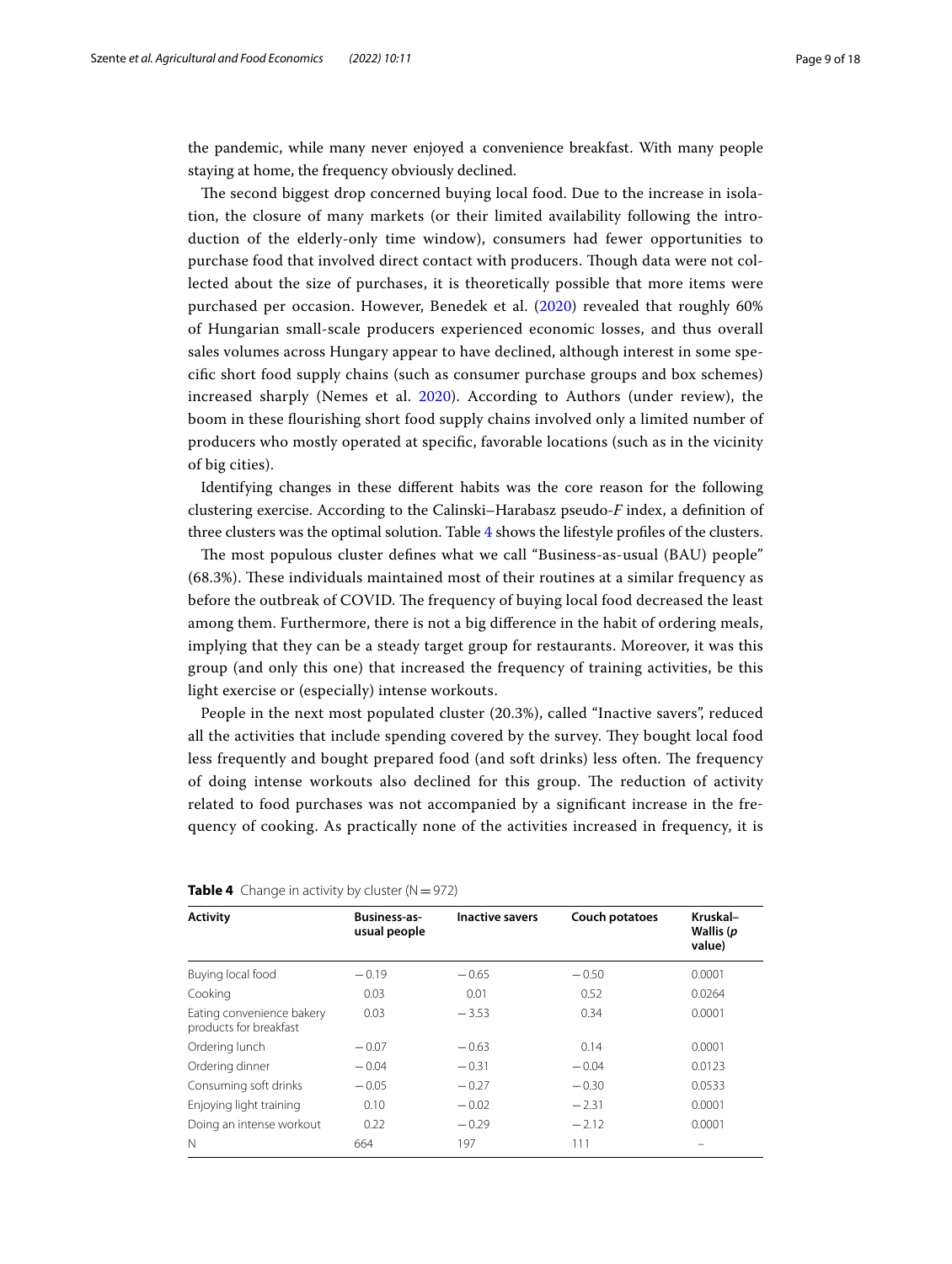the pandemic, while many never enjoyed a convenience breakfast. With many people staying at home, the frequency obviously declined.

The second biggest drop concerned buying local food. Due to the increase in isolation, the closure of many markets (or their limited availability following the introduction of the elderly-only time window), consumers had fewer opportunities to purchase food that involved direct contact with producers. Though data were not collected about the size of purchases, it is theoretically possible that more items were purchased per occasion. However, Benedek et al. (2020) revealed that roughly 60% of Hungarian small-scale producers experienced economic losses, and thus overall sales volumes across Hungary appear to have declined, although interest in some specific short food supply chains (such as consumer purchase groups and box schemes) increased sharply (Nemes et al. 2020). According to Authors (under review), the boom in these flourishing short food supply chains involved only a limited number of producers who mostly operated at specific, favorable locations (such as in the vicinity of big cities).

Identifying changes in these different habits was the core reason for the following clustering exercise. According to the Calinski–Harabasz pseudo-*F* index, a definition of three clusters was the optimal solution. Table 4 shows the lifestyle profiles of the clusters.

The most populous cluster defines what we call "Business-as-usual (BAU) people" (68.3%). These individuals maintained most of their routines at a similar frequency as before the outbreak of COVID. The frequency of buying local food decreased the least among them. Furthermore, there is not a big difference in the habit of ordering meals, implying that they can be a steady target group for restaurants. Moreover, it was this group (and only this one) that increased the frequency of training activities, be this light exercise or (especially) intense workouts.

People in the next most populated cluster (20.3%), called "Inactive savers", reduced all the activities that include spending covered by the survey. They bought local food less frequently and bought prepared food (and soft drinks) less often. The frequency of doing intense workouts also declined for this group. The reduction of activity related to food purchases was not accompanied by a significant increase in the frequency of cooking. As practically none of the activities increased in frequency, it is

**Table 4** Change in activity by cluster (N = 972)

| Activity | Business-as-usual people | Inactive savers | Couch potatoes | Kruskal–Wallis (*p* value) |
|---|---|---|---|---|
| Buying local food | −0.19 | −0.65 | −0.50 | 0.0001 |
| Cooking | 0.03 | 0.01 | 0.52 | 0.0264 |
| Eating convenience bakery products for breakfast | 0.03 | −3.53 | 0.34 | 0.0001 |
| Ordering lunch | −0.07 | −0.63 | 0.14 | 0.0001 |
| Ordering dinner | −0.04 | −0.31 | −0.04 | 0.0123 |
| Consuming soft drinks | −0.05 | −0.27 | −0.30 | 0.0533 |
| Enjoying light training | 0.10 | −0.02 | −2.31 | 0.0001 |
| Doing an intense workout | 0.22 | −0.29 | −2.12 | 0.0001 |
| N | 664 | 197 | 111 | – |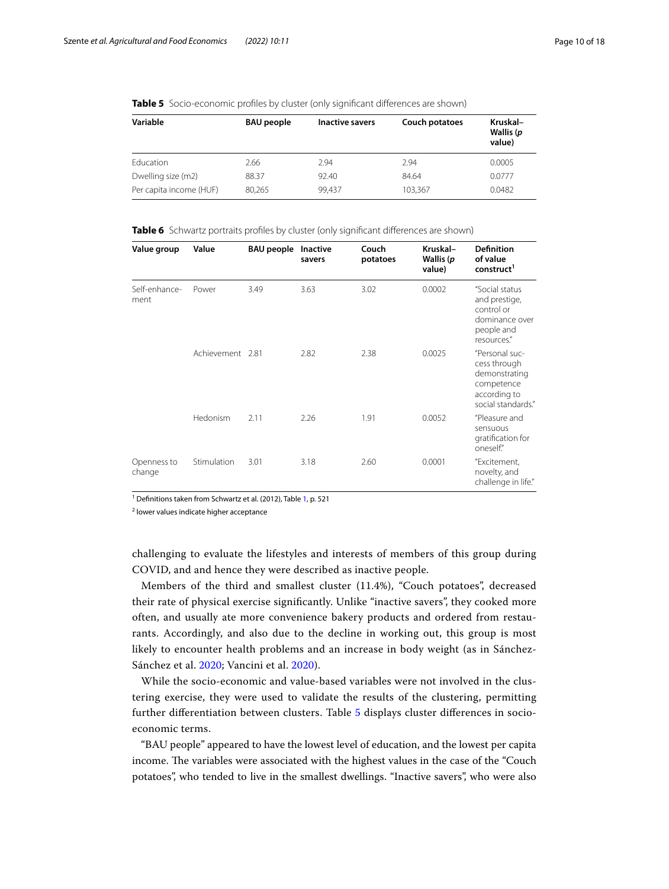**Table 5** Socio-economic profiles by cluster (only significant differences are shown)

| Variable | BAU people | Inactive savers | Couch potatoes | Kruskal–Wallis (*p* value) |
|---|---|---|---|---|
| Education | 2.66 | 2.94 | 2.94 | 0.0005 |
| Dwelling size (m2) | 88.37 | 92.40 | 84.64 | 0.0777 |
| Per capita income (HUF) | 80,265 | 99,437 | 103,367 | 0.0482 |

**Table 6** Schwartz portraits profiles by cluster (only significant differences are shown)

| Value group | Value | BAU people | Inactive savers | Couch potatoes | Kruskal–Wallis (*p* value) | Definition of value construct[1] |
|---|---|---|---|---|---|---|
| Self-enhancement | Power | 3.49 | 3.63 | 3.02 | 0.0002 | "Social status and prestige, control or dominance over people and resources." |
| | Achievement | 2.81 | 2.82 | 2.38 | 0.0025 | "Personal success through demonstrating competence according to social standards." |
| | Hedonism | 2.11 | 2.26 | 1.91 | 0.0052 | "Pleasure and sensuous gratification for oneself." |
| Openness to change | Stimulation | 3.01 | 3.18 | 2.60 | 0.0001 | "Excitement, novelty, and challenge in life." |

[1] Definitions taken from Schwartz et al. (2012), Table 1, p. 521

[2] lower values indicate higher acceptance

challenging to evaluate the lifestyles and interests of members of this group during COVID, and and hence they were described as inactive people.

Members of the third and smallest cluster (11.4%), "Couch potatoes", decreased their rate of physical exercise significantly. Unlike "inactive savers", they cooked more often, and usually ate more convenience bakery products and ordered from restaurants. Accordingly, and also due to the decline in working out, this group is most likely to encounter health problems and an increase in body weight (as in Sánchez-Sánchez et al. 2020; Vancini et al. 2020).

While the socio-economic and value-based variables were not involved in the clustering exercise, they were used to validate the results of the clustering, permitting further differentiation between clusters. Table 5 displays cluster differences in socio-economic terms.

"BAU people" appeared to have the lowest level of education, and the lowest per capita income. The variables were associated with the highest values in the case of the "Couch potatoes", who tended to live in the smallest dwellings. "Inactive savers", who were also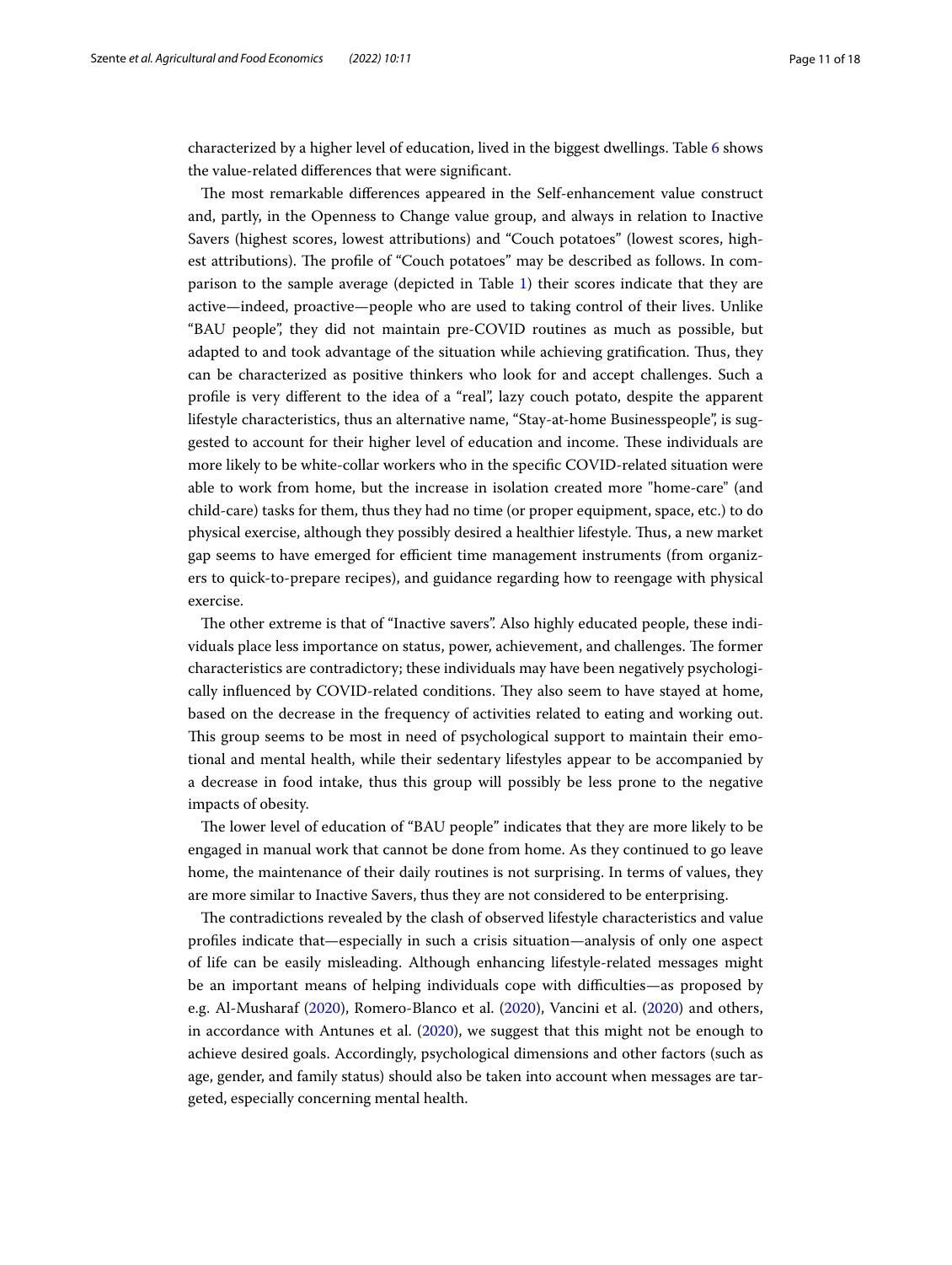characterized by a higher level of education, lived in the biggest dwellings. Table 6 shows the value-related differences that were significant.

The most remarkable differences appeared in the Self-enhancement value construct and, partly, in the Openness to Change value group, and always in relation to Inactive Savers (highest scores, lowest attributions) and "Couch potatoes" (lowest scores, highest attributions). The profile of "Couch potatoes" may be described as follows. In comparison to the sample average (depicted in Table 1) their scores indicate that they are active—indeed, proactive—people who are used to taking control of their lives. Unlike "BAU people", they did not maintain pre-COVID routines as much as possible, but adapted to and took advantage of the situation while achieving gratification. Thus, they can be characterized as positive thinkers who look for and accept challenges. Such a profile is very different to the idea of a "real", lazy couch potato, despite the apparent lifestyle characteristics, thus an alternative name, "Stay-at-home Businesspeople", is suggested to account for their higher level of education and income. These individuals are more likely to be white-collar workers who in the specific COVID-related situation were able to work from home, but the increase in isolation created more "home-care" (and child-care) tasks for them, thus they had no time (or proper equipment, space, etc.) to do physical exercise, although they possibly desired a healthier lifestyle. Thus, a new market gap seems to have emerged for efficient time management instruments (from organizers to quick-to-prepare recipes), and guidance regarding how to reengage with physical exercise.

The other extreme is that of "Inactive savers". Also highly educated people, these individuals place less importance on status, power, achievement, and challenges. The former characteristics are contradictory; these individuals may have been negatively psychologically influenced by COVID-related conditions. They also seem to have stayed at home, based on the decrease in the frequency of activities related to eating and working out. This group seems to be most in need of psychological support to maintain their emotional and mental health, while their sedentary lifestyles appear to be accompanied by a decrease in food intake, thus this group will possibly be less prone to the negative impacts of obesity.

The lower level of education of "BAU people" indicates that they are more likely to be engaged in manual work that cannot be done from home. As they continued to go leave home, the maintenance of their daily routines is not surprising. In terms of values, they are more similar to Inactive Savers, thus they are not considered to be enterprising.

The contradictions revealed by the clash of observed lifestyle characteristics and value profiles indicate that—especially in such a crisis situation—analysis of only one aspect of life can be easily misleading. Although enhancing lifestyle-related messages might be an important means of helping individuals cope with difficulties—as proposed by e.g. Al-Musharaf (2020), Romero-Blanco et al. (2020), Vancini et al. (2020) and others, in accordance with Antunes et al. (2020), we suggest that this might not be enough to achieve desired goals. Accordingly, psychological dimensions and other factors (such as age, gender, and family status) should also be taken into account when messages are targeted, especially concerning mental health.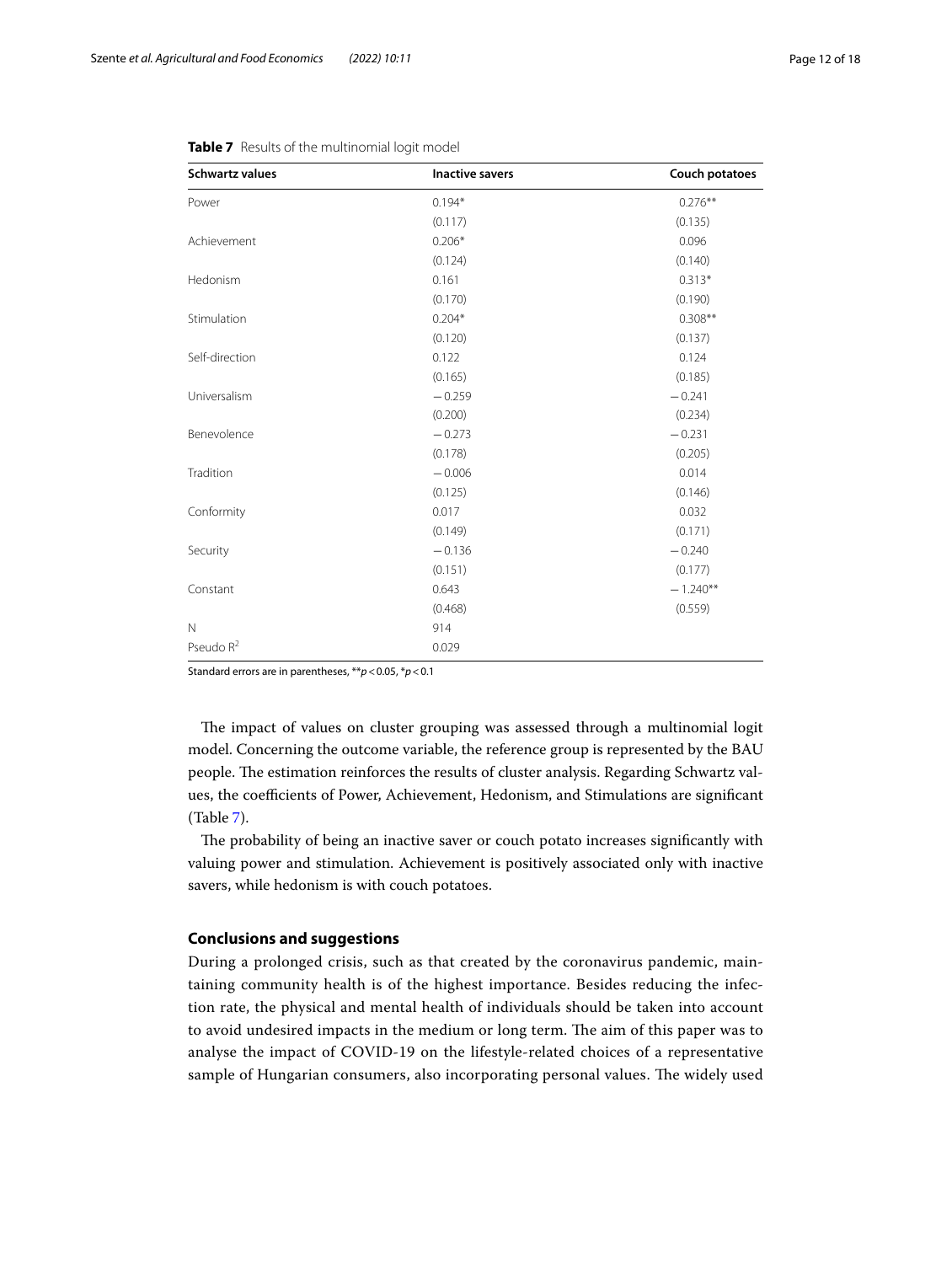**Table 7** Results of the multinomial logit model

| Schwartz values | Inactive savers | Couch potatoes |
|---|---|---|
| Power | 0.194* | 0.276** |
| | (0.117) | (0.135) |
| Achievement | 0.206* | 0.096 |
| | (0.124) | (0.140) |
| Hedonism | 0.161 | 0.313* |
| | (0.170) | (0.190) |
| Stimulation | 0.204* | 0.308** |
| | (0.120) | (0.137) |
| Self-direction | 0.122 | 0.124 |
| | (0.165) | (0.185) |
| Universalism | −0.259 | −0.241 |
| | (0.200) | (0.234) |
| Benevolence | −0.273 | −0.231 |
| | (0.178) | (0.205) |
| Tradition | −0.006 | 0.014 |
| | (0.125) | (0.146) |
| Conformity | 0.017 | 0.032 |
| | (0.149) | (0.171) |
| Security | −0.136 | −0.240 |
| | (0.151) | (0.177) |
| Constant | 0.643 | −1.240** |
| | (0.468) | (0.559) |
| N | 914 | |
| Pseudo $R^2$ | 0.029 | |

Standard errors are in parentheses, ** $p < 0.05$, * $p < 0.1$

The impact of values on cluster grouping was assessed through a multinomial logit model. Concerning the outcome variable, the reference group is represented by the BAU people. The estimation reinforces the results of cluster analysis. Regarding Schwartz values, the coefficients of Power, Achievement, Hedonism, and Stimulations are significant (Table 7).

The probability of being an inactive saver or couch potato increases significantly with valuing power and stimulation. Achievement is positively associated only with inactive savers, while hedonism is with couch potatoes.

## Conclusions and suggestions

During a prolonged crisis, such as that created by the coronavirus pandemic, maintaining community health is of the highest importance. Besides reducing the infection rate, the physical and mental health of individuals should be taken into account to avoid undesired impacts in the medium or long term. The aim of this paper was to analyse the impact of COVID-19 on the lifestyle-related choices of a representative sample of Hungarian consumers, also incorporating personal values. The widely used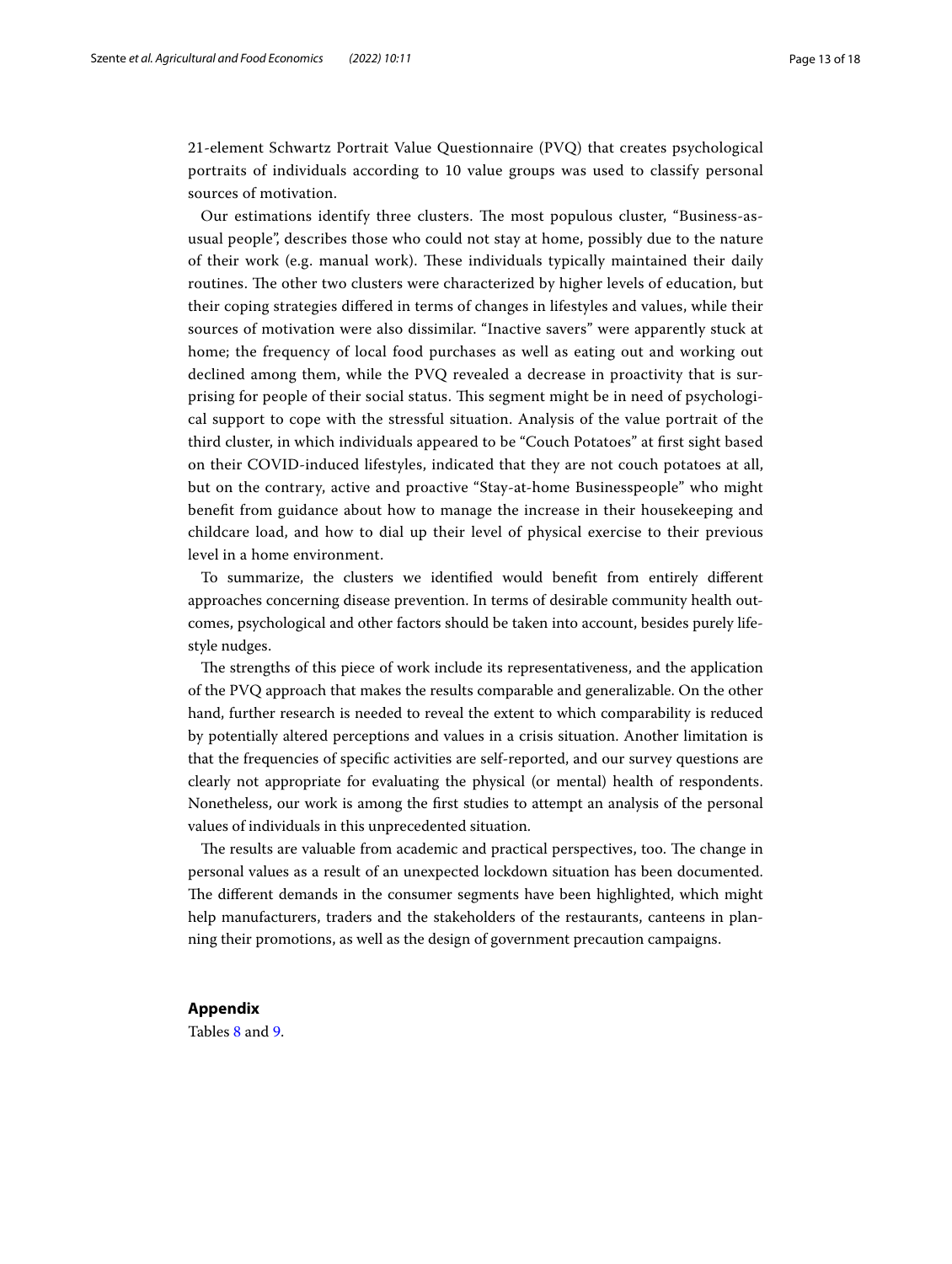21-element Schwartz Portrait Value Questionnaire (PVQ) that creates psychological portraits of individuals according to 10 value groups was used to classify personal sources of motivation.

Our estimations identify three clusters. The most populous cluster, "Business-as-usual people", describes those who could not stay at home, possibly due to the nature of their work (e.g. manual work). These individuals typically maintained their daily routines. The other two clusters were characterized by higher levels of education, but their coping strategies differed in terms of changes in lifestyles and values, while their sources of motivation were also dissimilar. "Inactive savers" were apparently stuck at home; the frequency of local food purchases as well as eating out and working out declined among them, while the PVQ revealed a decrease in proactivity that is surprising for people of their social status. This segment might be in need of psychological support to cope with the stressful situation. Analysis of the value portrait of the third cluster, in which individuals appeared to be "Couch Potatoes" at first sight based on their COVID-induced lifestyles, indicated that they are not couch potatoes at all, but on the contrary, active and proactive "Stay-at-home Businesspeople" who might benefit from guidance about how to manage the increase in their housekeeping and childcare load, and how to dial up their level of physical exercise to their previous level in a home environment.

To summarize, the clusters we identified would benefit from entirely different approaches concerning disease prevention. In terms of desirable community health outcomes, psychological and other factors should be taken into account, besides purely lifestyle nudges.

The strengths of this piece of work include its representativeness, and the application of the PVQ approach that makes the results comparable and generalizable. On the other hand, further research is needed to reveal the extent to which comparability is reduced by potentially altered perceptions and values in a crisis situation. Another limitation is that the frequencies of specific activities are self-reported, and our survey questions are clearly not appropriate for evaluating the physical (or mental) health of respondents. Nonetheless, our work is among the first studies to attempt an analysis of the personal values of individuals in this unprecedented situation.

The results are valuable from academic and practical perspectives, too. The change in personal values as a result of an unexpected lockdown situation has been documented. The different demands in the consumer segments have been highlighted, which might help manufacturers, traders and the stakeholders of the restaurants, canteens in planning their promotions, as well as the design of government precaution campaigns.

## Appendix

Tables 8 and 9.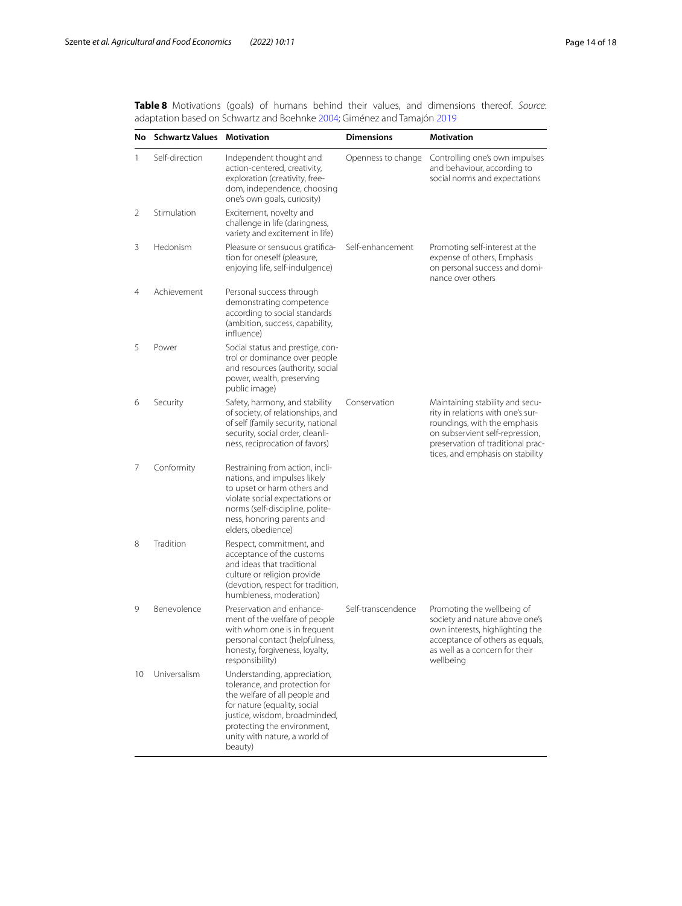**Table 8** Motivations (goals) of humans behind their values, and dimensions thereof. *Source*: adaptation based on Schwartz and Boehnke 2004; Giménez and Tamajón 2019

| No | Schwartz Values | Motivation | Dimensions | Motivation |
|---|---|---|---|---|
| 1 | Self-direction | Independent thought and action-centered, creativity, exploration (creativity, freedom, independence, choosing one's own goals, curiosity) | Openness to change | Controlling one's own impulses and behaviour, according to social norms and expectations |
| 2 | Stimulation | Excitement, novelty and challenge in life (daringness, variety and excitement in life) | | |
| 3 | Hedonism | Pleasure or sensuous gratification for oneself (pleasure, enjoying life, self-indulgence) | Self-enhancement | Promoting self-interest at the expense of others, Emphasis on personal success and dominance over others |
| 4 | Achievement | Personal success through demonstrating competence according to social standards (ambition, success, capability, influence) | | |
| 5 | Power | Social status and prestige, control or dominance over people and resources (authority, social power, wealth, preserving public image) | | |
| 6 | Security | Safety, harmony, and stability of society, of relationships, and of self (family security, national security, social order, cleanliness, reciprocation of favors) | Conservation | Maintaining stability and security in relations with one's surroundings, with the emphasis on subservient self-repression, preservation of traditional practices, and emphasis on stability |
| 7 | Conformity | Restraining from action, inclinations, and impulses likely to upset or harm others and violate social expectations or norms (self-discipline, politeness, honoring parents and elders, obedience) | | |
| 8 | Tradition | Respect, commitment, and acceptance of the customs and ideas that traditional culture or religion provide (devotion, respect for tradition, humbleness, moderation) | | |
| 9 | Benevolence | Preservation and enhancement of the welfare of people with whom one is in frequent personal contact (helpfulness, honesty, forgiveness, loyalty, responsibility) | Self-transcendence | Promoting the wellbeing of society and nature above one's own interests, highlighting the acceptance of others as equals, as well as a concern for their wellbeing |
| 10 | Universalism | Understanding, appreciation, tolerance, and protection for the welfare of all people and for nature (equality, social justice, wisdom, broadminded, protecting the environment, unity with nature, a world of beauty) | | |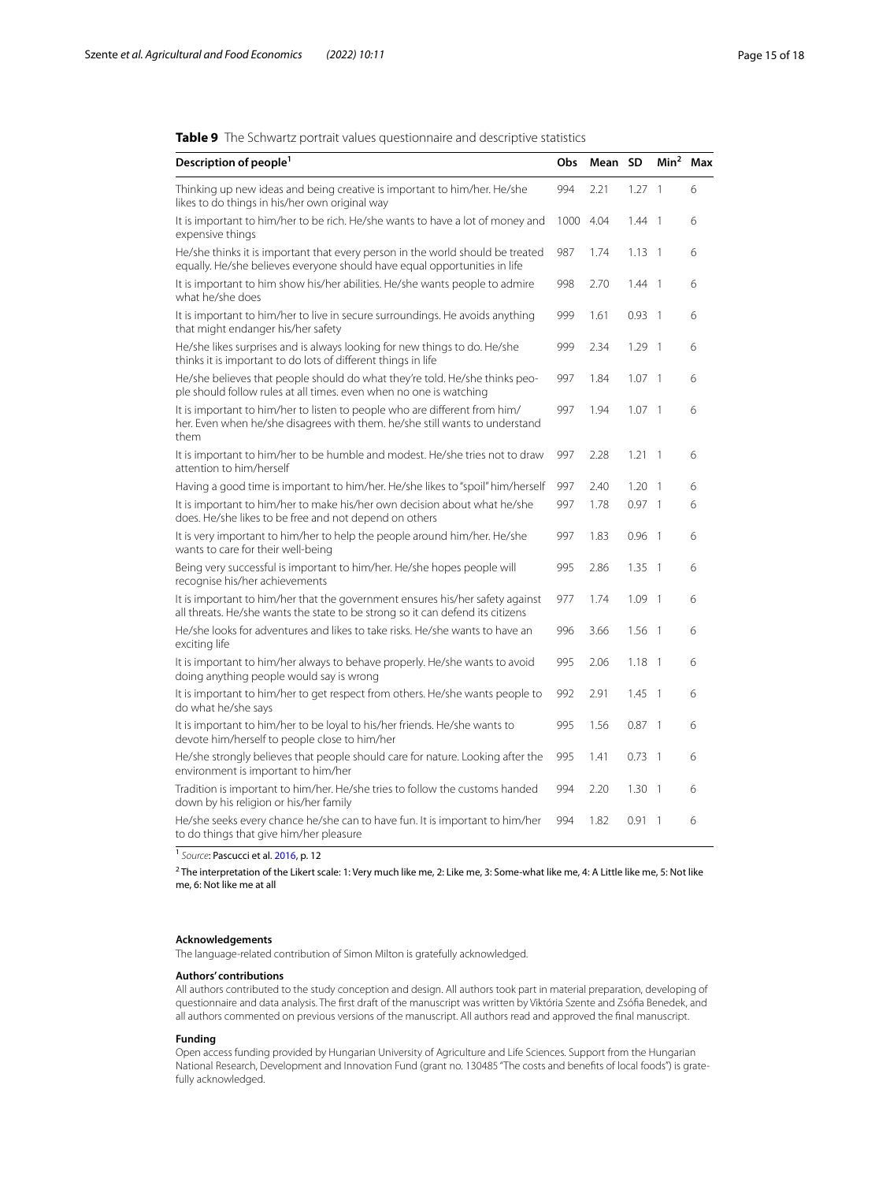**Table 9** The Schwartz portrait values questionnaire and descriptive statistics

| Description of people[1] | Obs | Mean | SD | Min[2] | Max |
|---|---|---|---|---|---|
| Thinking up new ideas and being creative is important to him/her. He/she likes to do things in his/her own original way | 994 | 2.21 | 1.27 | 1 | 6 |
| It is important to him/her to be rich. He/she wants to have a lot of money and expensive things | 1000 | 4.04 | 1.44 | 1 | 6 |
| He/she thinks it is important that every person in the world should be treated equally. He/she believes everyone should have equal opportunities in life | 987 | 1.74 | 1.13 | 1 | 6 |
| It is important to him show his/her abilities. He/she wants people to admire what he/she does | 998 | 2.70 | 1.44 | 1 | 6 |
| It is important to him/her to live in secure surroundings. He avoids anything that might endanger his/her safety | 999 | 1.61 | 0.93 | 1 | 6 |
| He/she likes surprises and is always looking for new things to do. He/she thinks it is important to do lots of different things in life | 999 | 2.34 | 1.29 | 1 | 6 |
| He/she believes that people should do what they're told. He/she thinks people should follow rules at all times. even when no one is watching | 997 | 1.84 | 1.07 | 1 | 6 |
| It is important to him/her to listen to people who are different from him/her. Even when he/she disagrees with them. he/she still wants to understand them | 997 | 1.94 | 1.07 | 1 | 6 |
| It is important to him/her to be humble and modest. He/she tries not to draw attention to him/herself | 997 | 2.28 | 1.21 | 1 | 6 |
| Having a good time is important to him/her. He/she likes to "spoil" him/herself | 997 | 2.40 | 1.20 | 1 | 6 |
| It is important to him/her to make his/her own decision about what he/she does. He/she likes to be free and not depend on others | 997 | 1.78 | 0.97 | 1 | 6 |
| It is very important to him/her to help the people around him/her. He/she wants to care for their well-being | 997 | 1.83 | 0.96 | 1 | 6 |
| Being very successful is important to him/her. He/she hopes people will recognise his/her achievements | 995 | 2.86 | 1.35 | 1 | 6 |
| It is important to him/her that the government ensures his/her safety against all threats. He/she wants the state to be strong so it can defend its citizens | 977 | 1.74 | 1.09 | 1 | 6 |
| He/she looks for adventures and likes to take risks. He/she wants to have an exciting life | 996 | 3.66 | 1.56 | 1 | 6 |
| It is important to him/her always to behave properly. He/she wants to avoid doing anything people would say is wrong | 995 | 2.06 | 1.18 | 1 | 6 |
| It is important to him/her to get respect from others. He/she wants people to do what he/she says | 992 | 2.91 | 1.45 | 1 | 6 |
| It is important to him/her to be loyal to his/her friends. He/she wants to devote him/herself to people close to him/her | 995 | 1.56 | 0.87 | 1 | 6 |
| He/she strongly believes that people should care for nature. Looking after the environment is important to him/her | 995 | 1.41 | 0.73 | 1 | 6 |
| Tradition is important to him/her. He/she tries to follow the customs handed down by his religion or his/her family | 994 | 2.20 | 1.30 | 1 | 6 |
| He/she seeks every chance he/she can to have fun. It is important to him/her to do things that give him/her pleasure | 994 | 1.82 | 0.91 | 1 | 6 |

[1] *Source*: Pascucci et al. 2016, p. 12

[2] The interpretation of the Likert scale: 1: Very much like me, 2: Like me, 3: Some-what like me, 4: A Little like me, 5: Not like me, 6: Not like me at all

#### Acknowledgements

The language-related contribution of Simon Milton is gratefully acknowledged.

#### Authors' contributions

All authors contributed to the study conception and design. All authors took part in material preparation, developing of questionnaire and data analysis. The first draft of the manuscript was written by Viktória Szente and Zsófia Benedek, and all authors commented on previous versions of the manuscript. All authors read and approved the final manuscript.

#### Funding

Open access funding provided by Hungarian University of Agriculture and Life Sciences. Support from the Hungarian National Research, Development and Innovation Fund (grant no. 130485 "The costs and benefits of local foods") is gratefully acknowledged.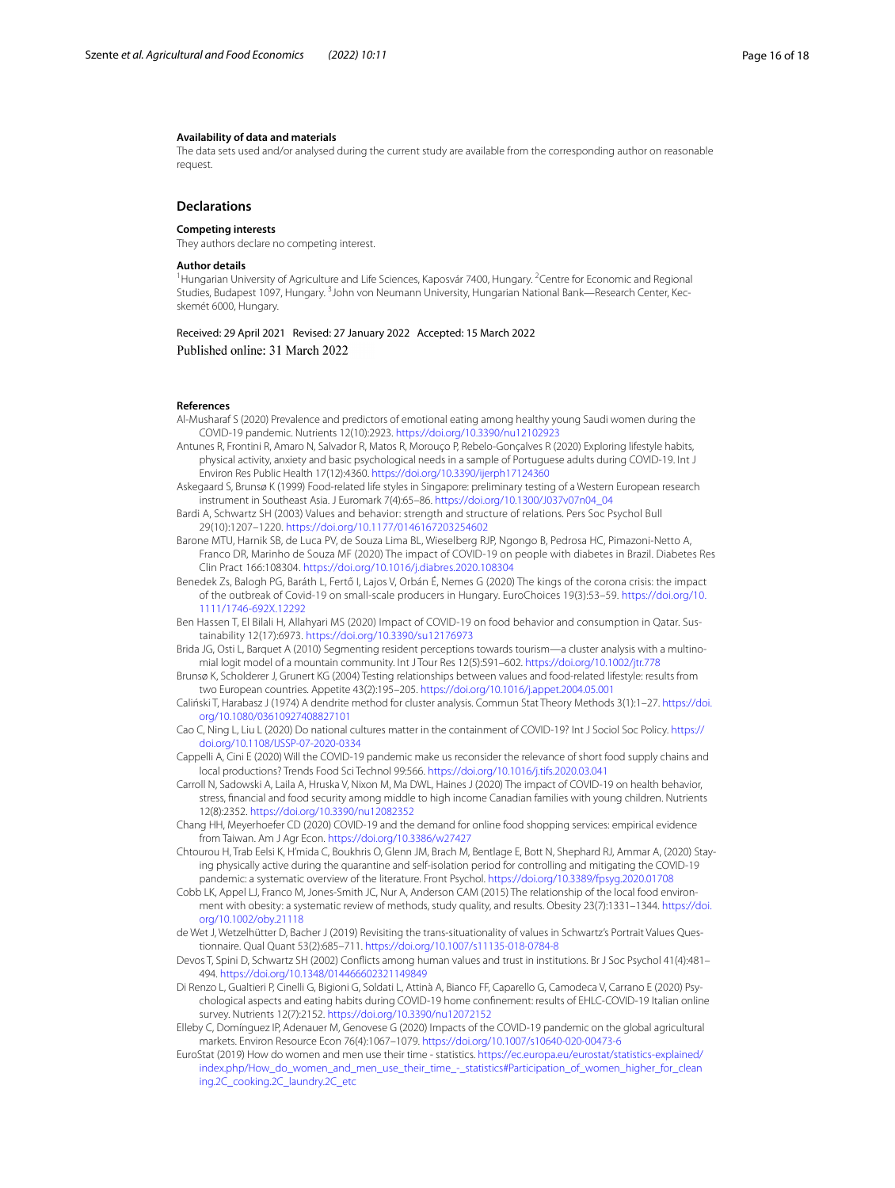**Availability of data and materials**

The data sets used and/or analysed during the current study are available from the corresponding author on reasonable request.

## Declarations

**Competing interests**

They authors declare no competing interest.

**Author details**

[1] Hungarian University of Agriculture and Life Sciences, Kaposvár 7400, Hungary. [2] Centre for Economic and Regional Studies, Budapest 1097, Hungary. [3] John von Neumann University, Hungarian National Bank—Research Center, Kecskemét 6000, Hungary.

Received: 29 April 2021 Revised: 27 January 2022 Accepted: 15 March 2022
Published online: 31 March 2022

**References**

Al-Musharaf S (2020) Prevalence and predictors of emotional eating among healthy young Saudi women during the COVID-19 pandemic. Nutrients 12(10):2923. https://doi.org/10.3390/nu12102923

Antunes R, Frontini R, Amaro N, Salvador R, Matos R, Morouço P, Rebelo-Gonçalves R (2020) Exploring lifestyle habits, physical activity, anxiety and basic psychological needs in a sample of Portuguese adults during COVID-19. Int J Environ Res Public Health 17(12):4360. https://doi.org/10.3390/ijerph17124360

Askegaard S, Brunsø K (1999) Food-related life styles in Singapore: preliminary testing of a Western European research instrument in Southeast Asia. J Euromark 7(4):65–86. https://doi.org/10.1300/J037v07n04_04

Bardi A, Schwartz SH (2003) Values and behavior: strength and structure of relations. Pers Soc Psychol Bull 29(10):1207–1220. https://doi.org/10.1177/0146167203254602

Barone MTU, Harnik SB, de Luca PV, de Souza Lima BL, Wieselberg RJP, Ngongo B, Pedrosa HC, Pimazoni-Netto A, Franco DR, Marinho de Souza MF (2020) The impact of COVID-19 on people with diabetes in Brazil. Diabetes Res Clin Pract 166:108304. https://doi.org/10.1016/j.diabres.2020.108304

Benedek Zs, Balogh PG, Baráth L, Fertő I, Lajos V, Orbán É, Nemes G (2020) The kings of the corona crisis: the impact of the outbreak of Covid-19 on small-scale producers in Hungary. EuroChoices 19(3):53–59. https://doi.org/10.1111/1746-692X.12292

Ben Hassen T, El Bilali H, Allahyari MS (2020) Impact of COVID-19 on food behavior and consumption in Qatar. Sustainability 12(17):6973. https://doi.org/10.3390/su12176973

Brida JG, Osti L, Barquet A (2010) Segmenting resident perceptions towards tourism—a cluster analysis with a multinomial logit model of a mountain community. Int J Tour Res 12(5):591–602. https://doi.org/10.1002/jtr.778

Brunsø K, Scholderer J, Grunert KG (2004) Testing relationships between values and food-related lifestyle: results from two European countries. Appetite 43(2):195–205. https://doi.org/10.1016/j.appet.2004.05.001

Caliński T, Harabasz J (1974) A dendrite method for cluster analysis. Commun Stat Theory Methods 3(1):1–27. https://doi.org/10.1080/03610927408827101

Cao C, Ning L, Liu L (2020) Do national cultures matter in the containment of COVID-19? Int J Sociol Soc Policy. https://doi.org/10.1108/IJSSP-07-2020-0334

Cappelli A, Cini E (2020) Will the COVID-19 pandemic make us reconsider the relevance of short food supply chains and local productions? Trends Food Sci Technol 99:566. https://doi.org/10.1016/j.tifs.2020.03.041

Carroll N, Sadowski A, Laila A, Hruska V, Nixon M, Ma DWL, Haines J (2020) The impact of COVID-19 on health behavior, stress, financial and food security among middle to high income Canadian families with young children. Nutrients 12(8):2352. https://doi.org/10.3390/nu12082352

Chang HH, Meyerhoefer CD (2020) COVID-19 and the demand for online food shopping services: empirical evidence from Taiwan. Am J Agr Econ. https://doi.org/10.3386/w27427

Chtourou H, Trab Eelsi K, H'mida C, Boukhris O, Glenn JM, Brach M, Bentlage E, Bott N, Shephard RJ, Ammar A, (2020) Staying physically active during the quarantine and self-isolation period for controlling and mitigating the COVID-19 pandemic: a systematic overview of the literature. Front Psychol. https://doi.org/10.3389/fpsyg.2020.01708

Cobb LK, Appel LJ, Franco M, Jones-Smith JC, Nur A, Anderson CAM (2015) The relationship of the local food environment with obesity: a systematic review of methods, study quality, and results. Obesity 23(7):1331–1344. https://doi.org/10.1002/oby.21118

de Wet J, Wetzelhütter D, Bacher J (2019) Revisiting the trans-situationality of values in Schwartz's Portrait Values Questionnaire. Qual Quant 53(2):685–711. https://doi.org/10.1007/s11135-018-0784-8

Devos T, Spini D, Schwartz SH (2002) Conflicts among human values and trust in institutions. Br J Soc Psychol 41(4):481–494. https://doi.org/10.1348/014466602321149849

Di Renzo L, Gualtieri P, Cinelli G, Bigioni G, Soldati L, Attinà A, Bianco FF, Caparello G, Camodeca V, Carrano E (2020) Psychological aspects and eating habits during COVID-19 home confinement: results of EHLC-COVID-19 Italian online survey. Nutrients 12(7):2152. https://doi.org/10.3390/nu12072152

Elleby C, Domínguez IP, Adenauer M, Genovese G (2020) Impacts of the COVID-19 pandemic on the global agricultural markets. Environ Resource Econ 76(4):1067–1079. https://doi.org/10.1007/s10640-020-00473-6

EuroStat (2019) How do women and men use their time - statistics. https://ec.europa.eu/eurostat/statistics-explained/index.php/How_do_women_and_men_use_their_time_-_statistics#Participation_of_women_higher_for_cleaning.2C_cooking.2C_laundry.2C_etc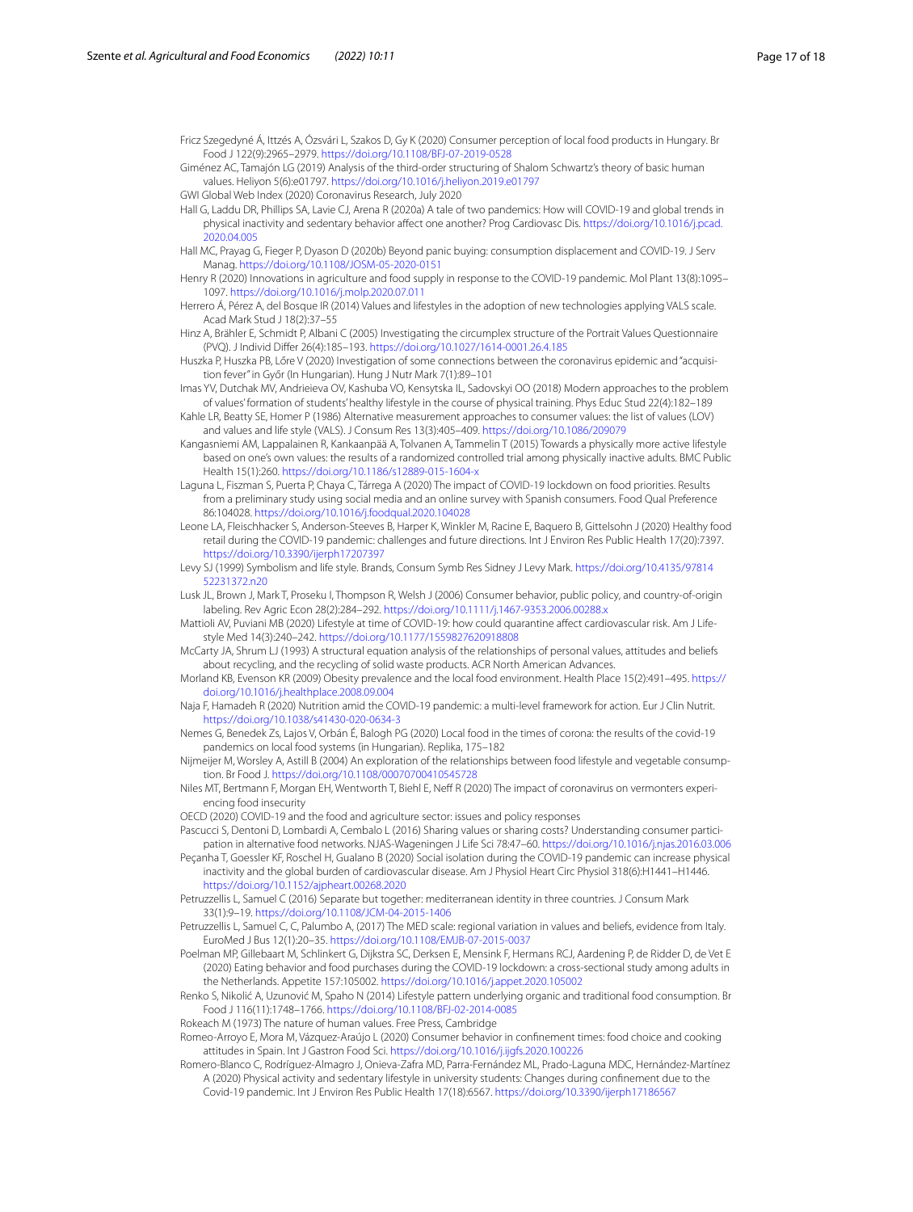Fricz Szegedyné Á, Ittzés A, Ózsvári L, Szakos D, Gy K (2020) Consumer perception of local food products in Hungary. Br Food J 122(9):2965–2979. https://doi.org/10.1108/BFJ-07-2019-0528

Giménez AC, Tamajón LG (2019) Analysis of the third-order structuring of Shalom Schwartz's theory of basic human values. Heliyon 5(6):e01797. https://doi.org/10.1016/j.heliyon.2019.e01797

GWI Global Web Index (2020) Coronavirus Research, July 2020

Hall G, Laddu DR, Phillips SA, Lavie CJ, Arena R (2020a) A tale of two pandemics: How will COVID-19 and global trends in physical inactivity and sedentary behavior affect one another? Prog Cardiovasc Dis. https://doi.org/10.1016/j.pcad.2020.04.005

Hall MC, Prayag G, Fieger P, Dyason D (2020b) Beyond panic buying: consumption displacement and COVID-19. J Serv Manag. https://doi.org/10.1108/JOSM-05-2020-0151

Henry R (2020) Innovations in agriculture and food supply in response to the COVID-19 pandemic. Mol Plant 13(8):1095–1097. https://doi.org/10.1016/j.molp.2020.07.011

Herrero Á, Pérez A, del Bosque IR (2014) Values and lifestyles in the adoption of new technologies applying VALS scale. Acad Mark Stud J 18(2):37–55

Hinz A, Brähler E, Schmidt P, Albani C (2005) Investigating the circumplex structure of the Portrait Values Questionnaire (PVQ). J Individ Differ 26(4):185–193. https://doi.org/10.1027/1614-0001.26.4.185

Huszka P, Huszka PB, Lőre V (2020) Investigation of some connections between the coronavirus epidemic and "acquisition fever" in Győr (In Hungarian). Hung J Nutr Mark 7(1):89–101

Imas YV, Dutchak MV, Andrieieva OV, Kashuba VO, Kensytska IL, Sadovskyi OO (2018) Modern approaches to the problem of values' formation of students' healthy lifestyle in the course of physical training. Phys Educ Stud 22(4):182–189

Kahle LR, Beatty SE, Homer P (1986) Alternative measurement approaches to consumer values: the list of values (LOV) and values and life style (VALS). J Consum Res 13(3):405–409. https://doi.org/10.1086/209079

Kangasniemi AM, Lappalainen R, Kankaanpää A, Tolvanen A, Tammelin T (2015) Towards a physically more active lifestyle based on one's own values: the results of a randomized controlled trial among physically inactive adults. BMC Public Health 15(1):260. https://doi.org/10.1186/s12889-015-1604-x

Laguna L, Fiszman S, Puerta P, Chaya C, Tárrega A (2020) The impact of COVID-19 lockdown on food priorities. Results from a preliminary study using social media and an online survey with Spanish consumers. Food Qual Preference 86:104028. https://doi.org/10.1016/j.foodqual.2020.104028

Leone LA, Fleischhacker S, Anderson-Steeves B, Harper K, Winkler M, Racine E, Baquero B, Gittelsohn J (2020) Healthy food retail during the COVID-19 pandemic: challenges and future directions. Int J Environ Res Public Health 17(20):7397. https://doi.org/10.3390/ijerph17207397

Levy SJ (1999) Symbolism and life style. Brands, Consum Symb Res Sidney J Levy Mark. https://doi.org/10.4135/9781452231372.n20

Lusk JL, Brown J, Mark T, Proseku I, Thompson R, Welsh J (2006) Consumer behavior, public policy, and country-of-origin labeling. Rev Agric Econ 28(2):284–292. https://doi.org/10.1111/j.1467-9353.2006.00288.x

Mattioli AV, Puviani MB (2020) Lifestyle at time of COVID-19: how could quarantine affect cardiovascular risk. Am J Lifestyle Med 14(3):240–242. https://doi.org/10.1177/1559827620918808

McCarty JA, Shrum LJ (1993) A structural equation analysis of the relationships of personal values, attitudes and beliefs about recycling, and the recycling of solid waste products. ACR North American Advances.

Morland KB, Evenson KR (2009) Obesity prevalence and the local food environment. Health Place 15(2):491–495. https://doi.org/10.1016/j.healthplace.2008.09.004

Naja F, Hamadeh R (2020) Nutrition amid the COVID-19 pandemic: a multi-level framework for action. Eur J Clin Nutrit. https://doi.org/10.1038/s41430-020-0634-3

Nemes G, Benedek Zs, Lajos V, Orbán É, Balogh PG (2020) Local food in the times of corona: the results of the covid-19 pandemics on local food systems (in Hungarian). Replika, 175–182

Nijmeijer M, Worsley A, Astill B (2004) An exploration of the relationships between food lifestyle and vegetable consumption. Br Food J. https://doi.org/10.1108/00070700410545728

Niles MT, Bertmann F, Morgan EH, Wentworth T, Biehl E, Neff R (2020) The impact of coronavirus on vermonters experiencing food insecurity

OECD (2020) COVID-19 and the food and agriculture sector: issues and policy responses

Pascucci S, Dentoni D, Lombardi A, Cembalo L (2016) Sharing values or sharing costs? Understanding consumer participation in alternative food networks. NJAS-Wageningen J Life Sci 78:47–60. https://doi.org/10.1016/j.njas.2016.03.006

Peçanha T, Goessler KF, Roschel H, Gualano B (2020) Social isolation during the COVID-19 pandemic can increase physical inactivity and the global burden of cardiovascular disease. Am J Physiol Heart Circ Physiol 318(6):H1441–H1446. https://doi.org/10.1152/ajpheart.00268.2020

Petruzzellis L, Samuel C (2016) Separate but together: mediterranean identity in three countries. J Consum Mark 33(1):9–19. https://doi.org/10.1108/JCM-04-2015-1406

Petruzzellis L, Samuel C, C, Palumbo A, (2017) The MED scale: regional variation in values and beliefs, evidence from Italy. EuroMed J Bus 12(1):20–35. https://doi.org/10.1108/EMJB-07-2015-0037

Poelman MP, Gillebaart M, Schlinkert G, Dijkstra SC, Derksen E, Mensink F, Hermans RCJ, Aardening P, de Ridder D, de Vet E (2020) Eating behavior and food purchases during the COVID-19 lockdown: a cross-sectional study among adults in the Netherlands. Appetite 157:105002. https://doi.org/10.1016/j.appet.2020.105002

Renko S, Nikolić A, Uzunović M, Spaho N (2014) Lifestyle pattern underlying organic and traditional food consumption. Br Food J 116(11):1748–1766. https://doi.org/10.1108/BFJ-02-2014-0085

Rokeach M (1973) The nature of human values. Free Press, Cambridge

Romeo-Arroyo E, Mora M, Vázquez-Araújo L (2020) Consumer behavior in confinement times: food choice and cooking attitudes in Spain. Int J Gastron Food Sci. https://doi.org/10.1016/j.ijgfs.2020.100226

Romero-Blanco C, Rodríguez-Almagro J, Onieva-Zafra MD, Parra-Fernández ML, Prado-Laguna MDC, Hernández-Martínez A (2020) Physical activity and sedentary lifestyle in university students: Changes during confinement due to the Covid-19 pandemic. Int J Environ Res Public Health 17(18):6567. https://doi.org/10.3390/ijerph17186567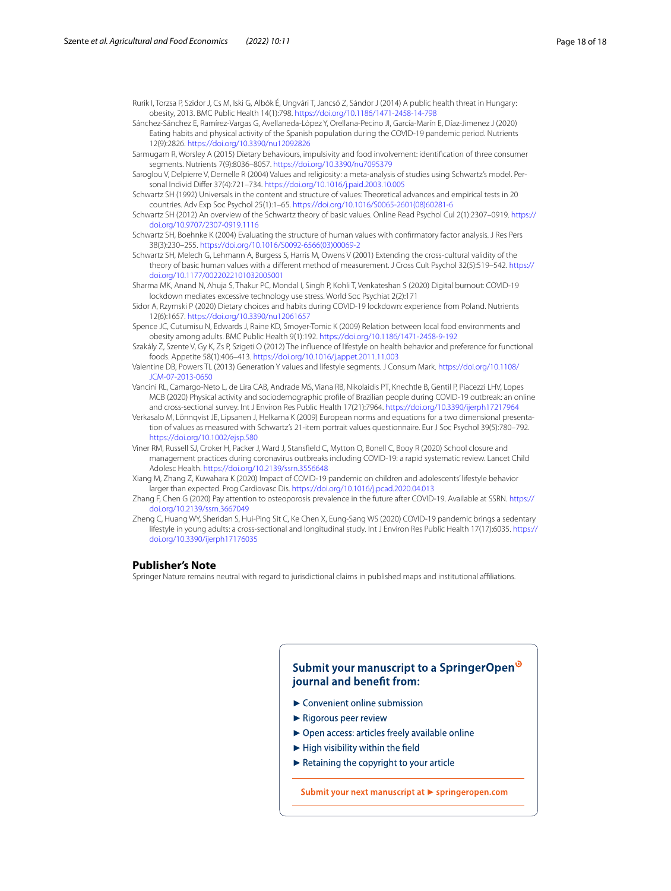Rurik I, Torzsa P, Szidor J, Cs M, Iski G, Albók É, Ungvári T, Jancsó Z, Sándor J (2014) A public health threat in Hungary: obesity, 2013. BMC Public Health 14(1):798. https://doi.org/10.1186/1471-2458-14-798

Sánchez-Sánchez E, Ramírez-Vargas G, Avellaneda-López Y, Orellana-Pecino JI, García-Marín E, Díaz-Jimenez J (2020) Eating habits and physical activity of the Spanish population during the COVID-19 pandemic period. Nutrients 12(9):2826. https://doi.org/10.3390/nu12092826

Sarmugam R, Worsley A (2015) Dietary behaviours, impulsivity and food involvement: identification of three consumer segments. Nutrients 7(9):8036–8057. https://doi.org/10.3390/nu7095379

Saroglou V, Delpierre V, Dernelle R (2004) Values and religiosity: a meta-analysis of studies using Schwartz's model. Personal Individ Differ 37(4):721–734. https://doi.org/10.1016/j.paid.2003.10.005

Schwartz SH (1992) Universals in the content and structure of values: Theoretical advances and empirical tests in 20 countries. Adv Exp Soc Psychol 25(1):1–65. https://doi.org/10.1016/S0065-2601(08)60281-6

Schwartz SH (2012) An overview of the Schwartz theory of basic values. Online Read Psychol Cul 2(1):2307–0919. https://doi.org/10.9707/2307-0919.1116

Schwartz SH, Boehnke K (2004) Evaluating the structure of human values with confirmatory factor analysis. J Res Pers 38(3):230–255. https://doi.org/10.1016/S0092-6566(03)00069-2

Schwartz SH, Melech G, Lehmann A, Burgess S, Harris M, Owens V (2001) Extending the cross-cultural validity of the theory of basic human values with a different method of measurement. J Cross Cult Psychol 32(5):519–542. https://doi.org/10.1177/0022022101032005001

Sharma MK, Anand N, Ahuja S, Thakur PC, Mondal I, Singh P, Kohli T, Venkateshan S (2020) Digital burnout: COVID-19 lockdown mediates excessive technology use stress. World Soc Psychiat 2(2):171

Sidor A, Rzymski P (2020) Dietary choices and habits during COVID-19 lockdown: experience from Poland. Nutrients 12(6):1657. https://doi.org/10.3390/nu12061657

Spence JC, Cutumisu N, Edwards J, Raine KD, Smoyer-Tomic K (2009) Relation between local food environments and obesity among adults. BMC Public Health 9(1):192. https://doi.org/10.1186/1471-2458-9-192

Szakály Z, Szente V, Gy K, Zs P, Szigeti O (2012) The influence of lifestyle on health behavior and preference for functional foods. Appetite 58(1):406–413. https://doi.org/10.1016/j.appet.2011.11.003

Valentine DB, Powers TL (2013) Generation Y values and lifestyle segments. J Consum Mark. https://doi.org/10.1108/JCM-07-2013-0650

Vancini RL, Camargo-Neto L, de Lira CAB, Andrade MS, Viana RB, Nikolaidis PT, Knechtle B, Gentil P, Piacezzi LHV, Lopes MCB (2020) Physical activity and sociodemographic profile of Brazilian people during COVID-19 outbreak: an online and cross-sectional survey. Int J Environ Res Public Health 17(21):7964. https://doi.org/10.3390/ijerph17217964

Verkasalo M, Lönnqvist JE, Lipsanen J, Helkama K (2009) European norms and equations for a two dimensional presentation of values as measured with Schwartz's 21-item portrait values questionnaire. Eur J Soc Psychol 39(5):780–792. https://doi.org/10.1002/ejsp.580

Viner RM, Russell SJ, Croker H, Packer J, Ward J, Stansfield C, Mytton O, Bonell C, Booy R (2020) School closure and management practices during coronavirus outbreaks including COVID-19: a rapid systematic review. Lancet Child Adolesc Health. https://doi.org/10.2139/ssrn.3556648

Xiang M, Zhang Z, Kuwahara K (2020) Impact of COVID-19 pandemic on children and adolescents' lifestyle behavior larger than expected. Prog Cardiovasc Dis. https://doi.org/10.1016/j.pcad.2020.04.013

Zhang F, Chen G (2020) Pay attention to osteoporosis prevalence in the future after COVID-19. Available at SSRN. https://doi.org/10.2139/ssrn.3667049

Zheng C, Huang WY, Sheridan S, Hui-Ping Sit C, Ke Chen X, Eung-Sang WS (2020) COVID-19 pandemic brings a sedentary lifestyle in young adults: a cross-sectional and longitudinal study. Int J Environ Res Public Health 17(17):6035. https://doi.org/10.3390/ijerph17176035

## Publisher's Note

Springer Nature remains neutral with regard to jurisdictional claims in published maps and institutional affiliations.

**Submit your manuscript to a SpringerOpen journal and benefit from:**

- Convenient online submission
- Rigorous peer review
- Open access: articles freely available online
- High visibility within the field
- Retaining the copyright to your article

**Submit your next manuscript at ► springeropen.com**